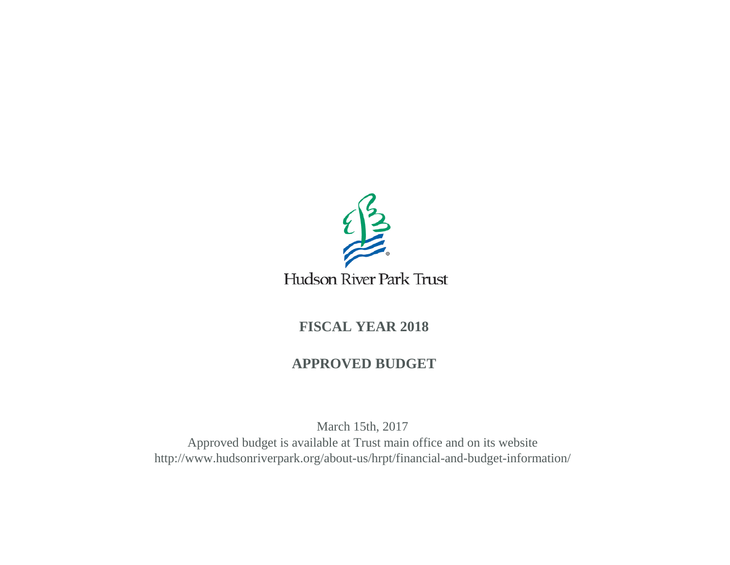Hudson River Park Trust

# FISCAL YEAR 2018

# APPROVED BUDGET

March 15th, 2017

Approved budget is available at Trust main office and on its website

http://www.hudsonriverpark.org/about-us/hrpt/financial-and-budget-information/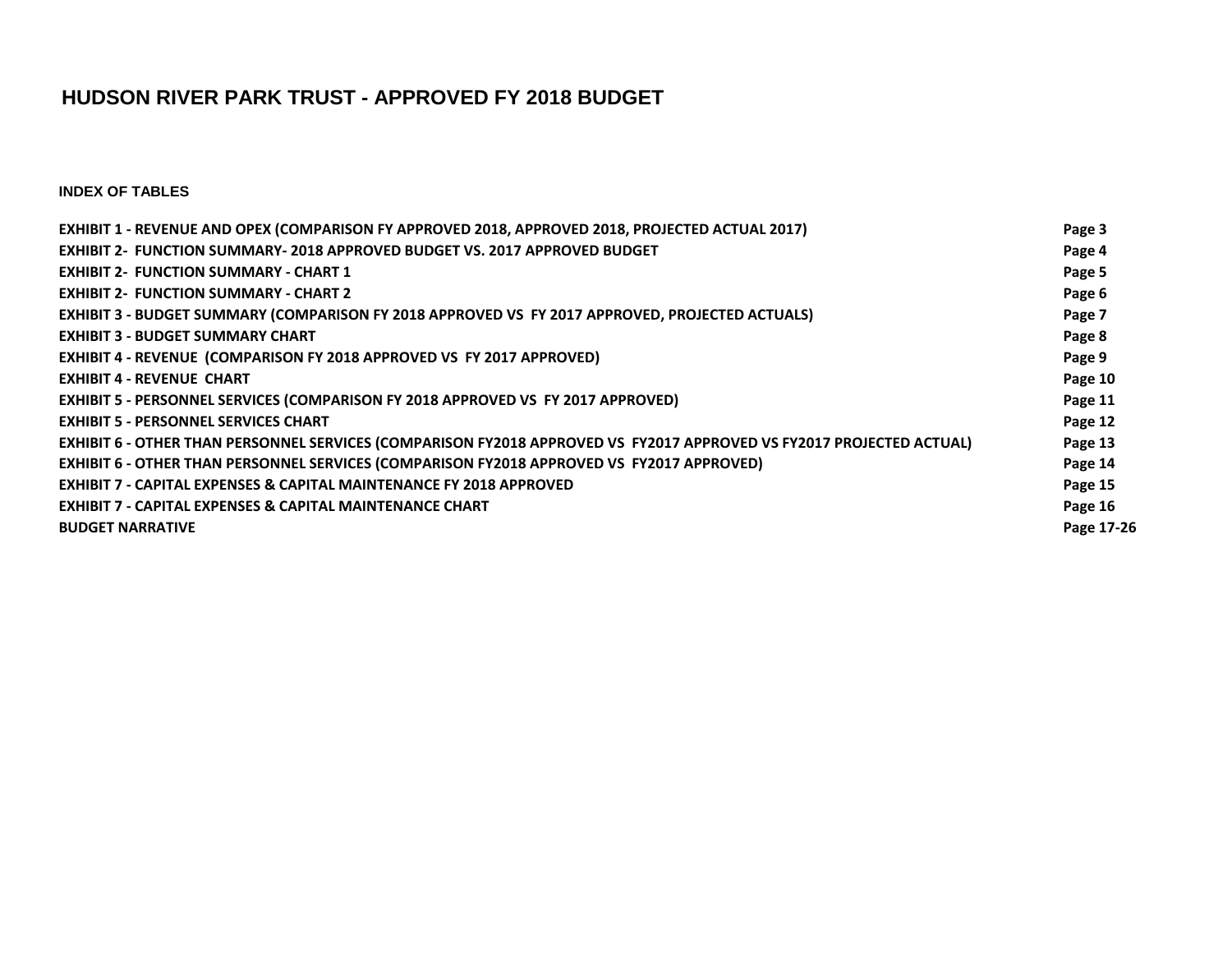# HUDSON RIVER PARK TRUST - APPROVED FY 2018 BUDGET

**INDEX OF TABLES**

| | |
|---|---|
| **EXHIBIT 1 - REVENUE AND OPEX (COMPARISON FY APPROVED 2018, APPROVED 2018, PROJECTED ACTUAL 2017)** | **Page 3** |
| **EXHIBIT 2- FUNCTION SUMMARY- 2018 APPROVED BUDGET VS. 2017 APPROVED BUDGET** | **Page 4** |
| **EXHIBIT 2- FUNCTION SUMMARY - CHART 1** | **Page 5** |
| **EXHIBIT 2- FUNCTION SUMMARY - CHART 2** | **Page 6** |
| **EXHIBIT 3 - BUDGET SUMMARY (COMPARISON FY 2018 APPROVED VS FY 2017 APPROVED, PROJECTED ACTUALS)** | **Page 7** |
| **EXHIBIT 3 - BUDGET SUMMARY CHART** | **Page 8** |
| **EXHIBIT 4 - REVENUE (COMPARISON FY 2018 APPROVED VS FY 2017 APPROVED)** | **Page 9** |
| **EXHIBIT 4 - REVENUE CHART** | **Page 10** |
| **EXHIBIT 5 - PERSONNEL SERVICES (COMPARISON FY 2018 APPROVED VS FY 2017 APPROVED)** | **Page 11** |
| **EXHIBIT 5 - PERSONNEL SERVICES CHART** | **Page 12** |
| **EXHIBIT 6 - OTHER THAN PERSONNEL SERVICES (COMPARISON FY2018 APPROVED VS FY2017 APPROVED VS FY2017 PROJECTED ACTUAL)** | **Page 13** |
| **EXHIBIT 6 - OTHER THAN PERSONNEL SERVICES (COMPARISON FY2018 APPROVED VS FY2017 APPROVED)** | **Page 14** |
| **EXHIBIT 7 - CAPITAL EXPENSES & CAPITAL MAINTENANCE FY 2018 APPROVED** | **Page 15** |
| **EXHIBIT 7 - CAPITAL EXPENSES & CAPITAL MAINTENANCE CHART** | **Page 16** |
| **BUDGET NARRATIVE** | **Page 17-26** |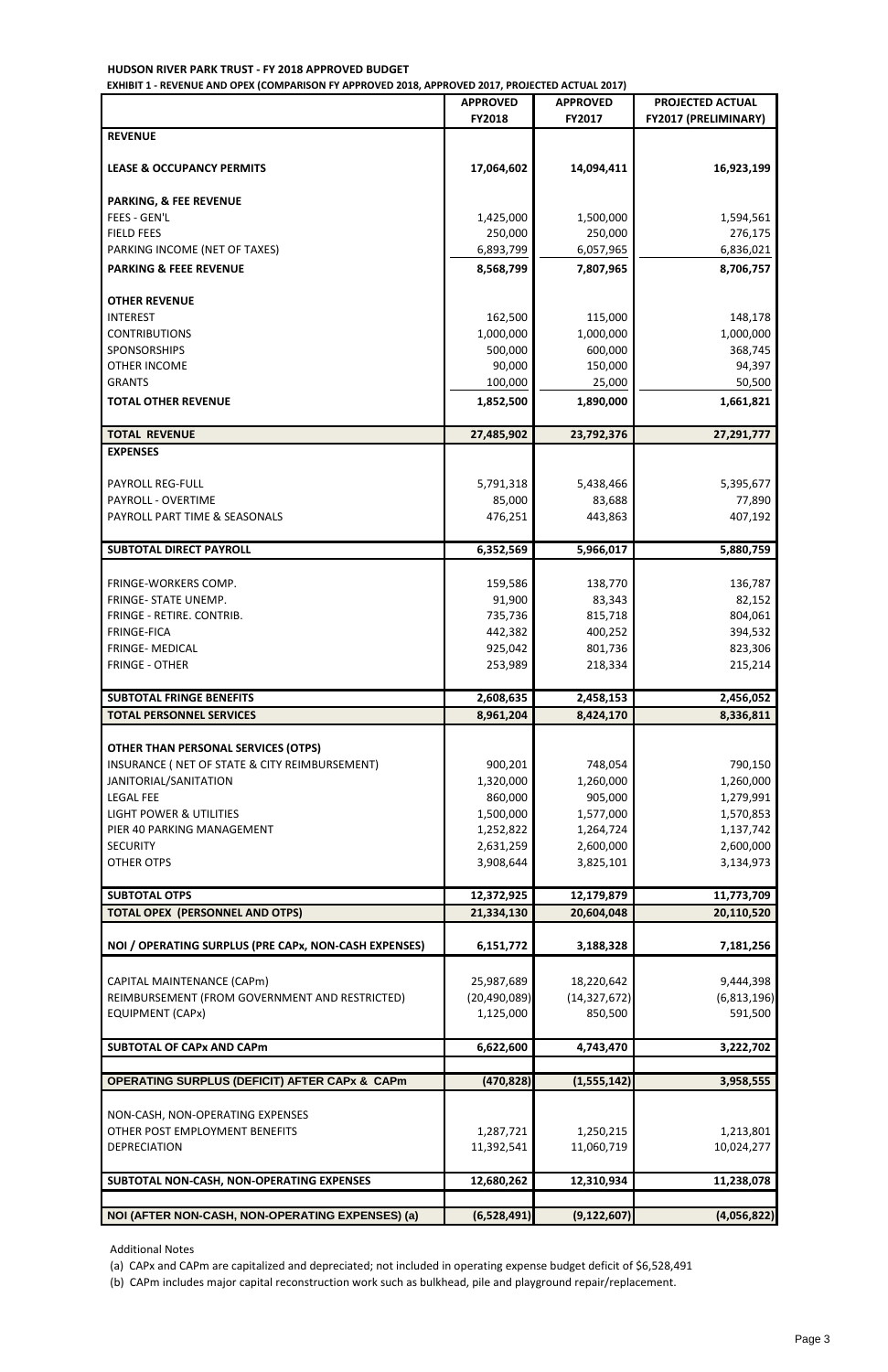**HUDSON RIVER PARK TRUST - FY 2018 APPROVED BUDGET**

**EXHIBIT 1 - REVENUE AND OPEX (COMPARISON FY APPROVED 2018, APPROVED 2017, PROJECTED ACTUAL 2017)**

| | APPROVED FY2018 | APPROVED FY2017 | PROJECTED ACTUAL FY2017 (PRELIMINARY) |
|---|---|---|---|
| **REVENUE** | | | |
| **LEASE & OCCUPANCY PERMITS** | **17,064,602** | **14,094,411** | **16,923,199** |
| **PARKING, & FEE REVENUE** | | | |
| FEES - GEN'L | 1,425,000 | 1,500,000 | 1,594,561 |
| FIELD FEES | 250,000 | 250,000 | 276,175 |
| PARKING INCOME (NET OF TAXES) | 6,893,799 | 6,057,965 | 6,836,021 |
| **PARKING & FEEE REVENUE** | **8,568,799** | **7,807,965** | **8,706,757** |
| **OTHER REVENUE** | | | |
| INTEREST | 162,500 | 115,000 | 148,178 |
| CONTRIBUTIONS | 1,000,000 | 1,000,000 | 1,000,000 |
| SPONSORSHIPS | 500,000 | 600,000 | 368,745 |
| OTHER INCOME | 90,000 | 150,000 | 94,397 |
| GRANTS | 100,000 | 25,000 | 50,500 |
| **TOTAL OTHER REVENUE** | **1,852,500** | **1,890,000** | **1,661,821** |
| **TOTAL REVENUE** | **27,485,902** | **23,792,376** | **27,291,777** |
| **EXPENSES** | | | |
| PAYROLL REG-FULL | 5,791,318 | 5,438,466 | 5,395,677 |
| PAYROLL - OVERTIME | 85,000 | 83,688 | 77,890 |
| PAYROLL PART TIME & SEASONALS | 476,251 | 443,863 | 407,192 |
| **SUBTOTAL DIRECT PAYROLL** | **6,352,569** | **5,966,017** | **5,880,759** |
| FRINGE-WORKERS COMP. | 159,586 | 138,770 | 136,787 |
| FRINGE- STATE UNEMP. | 91,900 | 83,343 | 82,152 |
| FRINGE - RETIRE. CONTRIB. | 735,736 | 815,718 | 804,061 |
| FRINGE-FICA | 442,382 | 400,252 | 394,532 |
| FRINGE- MEDICAL | 925,042 | 801,736 | 823,306 |
| FRINGE - OTHER | 253,989 | 218,334 | 215,214 |
| **SUBTOTAL FRINGE BENEFITS** | **2,608,635** | **2,458,153** | **2,456,052** |
| **TOTAL PERSONNEL SERVICES** | **8,961,204** | **8,424,170** | **8,336,811** |
| **OTHER THAN PERSONAL SERVICES (OTPS)** | | | |
| INSURANCE ( NET OF STATE & CITY REIMBURSEMENT) | 900,201 | 748,054 | 790,150 |
| JANITORIAL/SANITATION | 1,320,000 | 1,260,000 | 1,260,000 |
| LEGAL FEE | 860,000 | 905,000 | 1,279,991 |
| LIGHT POWER & UTILITIES | 1,500,000 | 1,577,000 | 1,570,853 |
| PIER 40 PARKING MANAGEMENT | 1,252,822 | 1,264,724 | 1,137,742 |
| SECURITY | 2,631,259 | 2,600,000 | 2,600,000 |
| OTHER OTPS | 3,908,644 | 3,825,101 | 3,134,973 |
| **SUBTOTAL OTPS** | **12,372,925** | **12,179,879** | **11,773,709** |
| **TOTAL OPEX (PERSONNEL AND OTPS)** | **21,334,130** | **20,604,048** | **20,110,520** |
| **NOI / OPERATING SURPLUS (PRE CAPx, NON-CASH EXPENSES)** | **6,151,772** | **3,188,328** | **7,181,256** |
| CAPITAL MAINTENANCE (CAPm) | 25,987,689 | 18,220,642 | 9,444,398 |
| REIMBURSEMENT (FROM GOVERNMENT AND RESTRICTED) | (20,490,089) | (14,327,672) | (6,813,196) |
| EQUIPMENT (CAPx) | 1,125,000 | 850,500 | 591,500 |
| **SUBTOTAL OF CAPx AND CAPm** | **6,622,600** | **4,743,470** | **3,222,702** |
| **OPERATING SURPLUS (DEFICIT) AFTER CAPx & CAPm** | **(470,828)** | **(1,555,142)** | **3,958,555** |
| NON-CASH, NON-OPERATING EXPENSES | | | |
| OTHER POST EMPLOYMENT BENEFITS | 1,287,721 | 1,250,215 | 1,213,801 |
| DEPRECIATION | 11,392,541 | 11,060,719 | 10,024,277 |
| **SUBTOTAL NON-CASH, NON-OPERATING EXPENSES** | **12,680,262** | **12,310,934** | **11,238,078** |
| **NOI (AFTER NON-CASH, NON-OPERATING EXPENSES) (a)** | **(6,528,491)** | **(9,122,607)** | **(4,056,822)** |

Additional Notes

(a) CAPx and CAPm are capitalized and depreciated; not included in operating expense budget deficit of $6,528,491

(b) CAPm includes major capital reconstruction work such as bulkhead, pile and playground repair/replacement.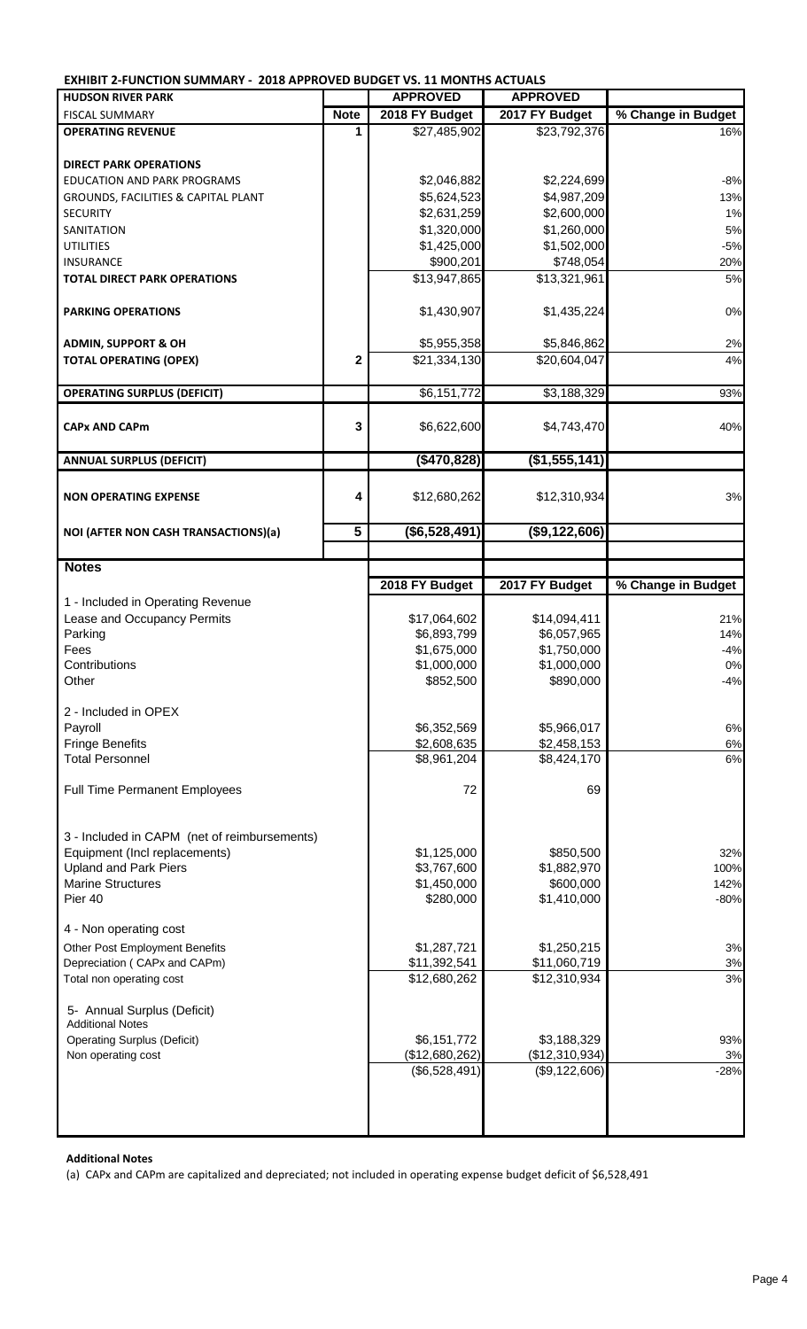**EXHIBIT 2-FUNCTION SUMMARY - 2018 APPROVED BUDGET VS. 11 MONTHS ACTUALS**

| HUDSON RIVER PARK | | APPROVED | APPROVED | |
|---|---|---|---|---|
| FISCAL SUMMARY | Note | 2018 FY Budget | 2017 FY Budget | % Change in Budget |
| **OPERATING REVENUE** | 1 | $27,485,902 | $23,792,376 | 16% |
| | | | | |
| **DIRECT PARK OPERATIONS** | | | | |
| EDUCATION AND PARK PROGRAMS | | $2,046,882 | $2,224,699 | -8% |
| GROUNDS, FACILITIES & CAPITAL PLANT | | $5,624,523 | $4,987,209 | 13% |
| SECURITY | | $2,631,259 | $2,600,000 | 1% |
| SANITATION | | $1,320,000 | $1,260,000 | 5% |
| UTILITIES | | $1,425,000 | $1,502,000 | -5% |
| INSURANCE | | $900,201 | $748,054 | 20% |
| **TOTAL DIRECT PARK OPERATIONS** | | $13,947,865 | $13,321,961 | 5% |
| | | | | |
| **PARKING OPERATIONS** | | $1,430,907 | $1,435,224 | 0% |
| | | | | |
| **ADMIN, SUPPORT & OH** | | $5,955,358 | $5,846,862 | 2% |
| **TOTAL OPERATING (OPEX)** | 2 | $21,334,130 | $20,604,047 | 4% |
| | | | | |
| **OPERATING SURPLUS (DEFICIT)** | | $6,151,772 | $3,188,329 | 93% |
| | | | | |
| **CAPx AND CAPm** | 3 | $6,622,600 | $4,743,470 | 40% |
| | | | | |
| **ANNUAL SURPLUS (DEFICIT)** | | **($470,828)** | **($1,555,141)** | |
| | | | | |
| **NON OPERATING EXPENSE** | 4 | $12,680,262 | $12,310,934 | 3% |
| | | | | |
| **NOI (AFTER NON CASH TRANSACTIONS)(a)** | 5 | **($6,528,491)** | **($9,122,606)** | |

| Notes | 2018 FY Budget | 2017 FY Budget | % Change in Budget |
|---|---|---|---|
| 1 - Included in Operating Revenue | | | |
| Lease and Occupancy Permits | $17,064,602 | $14,094,411 | 21% |
| Parking | $6,893,799 | $6,057,965 | 14% |
| Fees | $1,675,000 | $1,750,000 | -4% |
| Contributions | $1,000,000 | $1,000,000 | 0% |
| Other | $852,500 | $890,000 | -4% |
| | | | |
| 2 - Included in OPEX | | | |
| Payroll | $6,352,569 | $5,966,017 | 6% |
| Fringe Benefits | $2,608,635 | $2,458,153 | 6% |
| Total Personnel | $8,961,204 | $8,424,170 | 6% |
| | | | |
| Full Time Permanent Employees | 72 | 69 | |
| | | | |
| 3 - Included in CAPM (net of reimbursements) | | | |
| Equipment (Incl replacements) | $1,125,000 | $850,500 | 32% |
| Upland and Park Piers | $3,767,600 | $1,882,970 | 100% |
| Marine Structures | $1,450,000 | $600,000 | 142% |
| Pier 40 | $280,000 | $1,410,000 | -80% |
| | | | |
| 4 - Non operating cost | | | |
| Other Post Employment Benefits | $1,287,721 | $1,250,215 | 3% |
| Depreciation ( CAPx and CAPm) | $11,392,541 | $11,060,719 | 3% |
| Total non operating cost | $12,680,262 | $12,310,934 | 3% |
| | | | |
| 5- Annual Surplus (Deficit) | | | |
| Additional Notes | | | |
| Operating Surplus (Deficit) | $6,151,772 | $3,188,329 | 93% |
| Non operating cost | ($12,680,262) | ($12,310,934) | 3% |
| | ($6,528,491) | ($9,122,606) | -28% |

**Additional Notes**

(a) CAPx and CAPm are capitalized and depreciated; not included in operating expense budget deficit of $6,528,491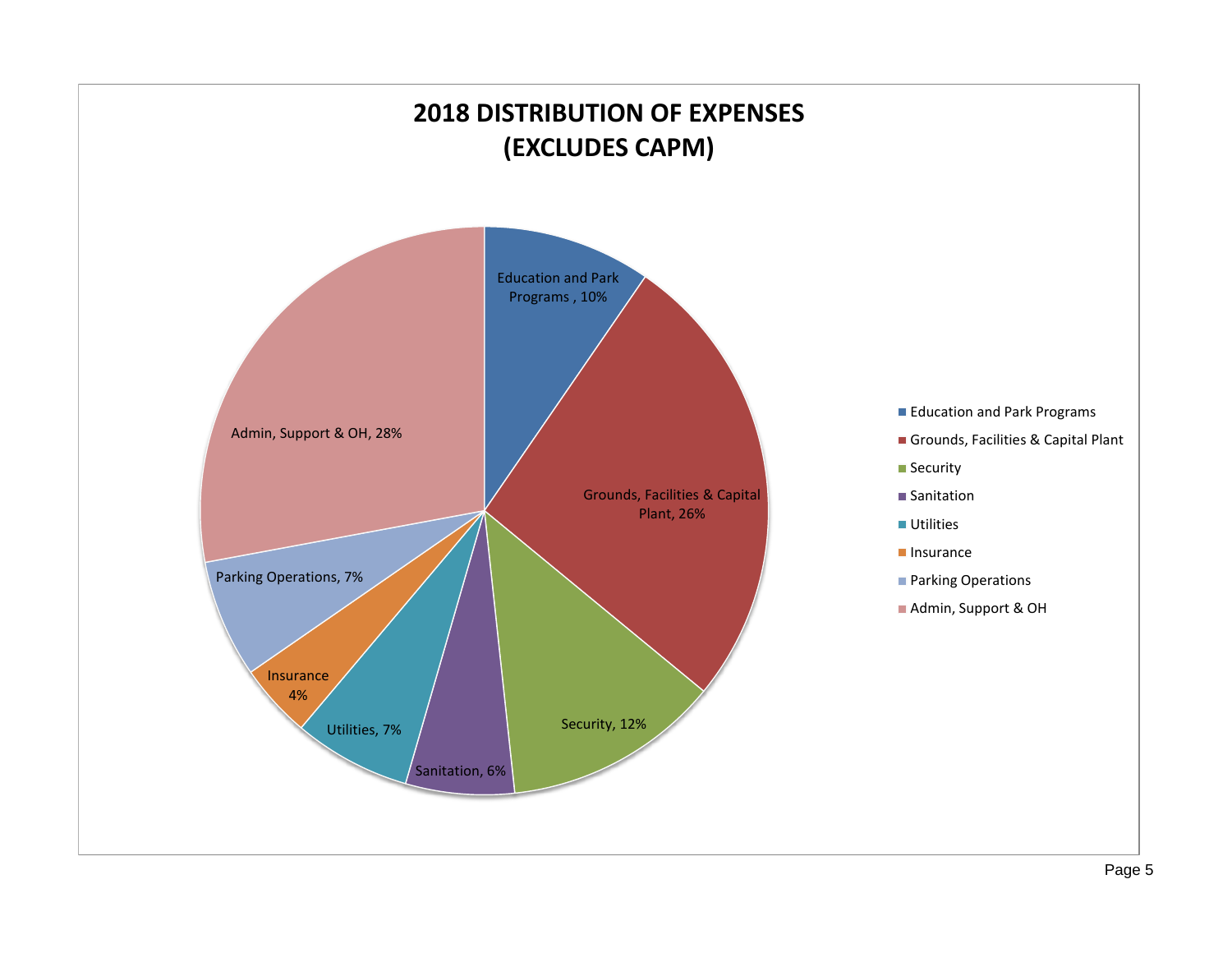# 2018 DISTRIBUTION OF EXPENSES (EXCLUDES CAPM)

| Category | Percentage |
| --- | --- |
| Education and Park Programs | 10% |
| Grounds, Facilities & Capital Plant | 26% |
| Security | 12% |
| Sanitation | 6% |
| Utilities | 7% |
| Insurance | 4% |
| Parking Operations | 7% |
| Admin, Support & OH | 28% |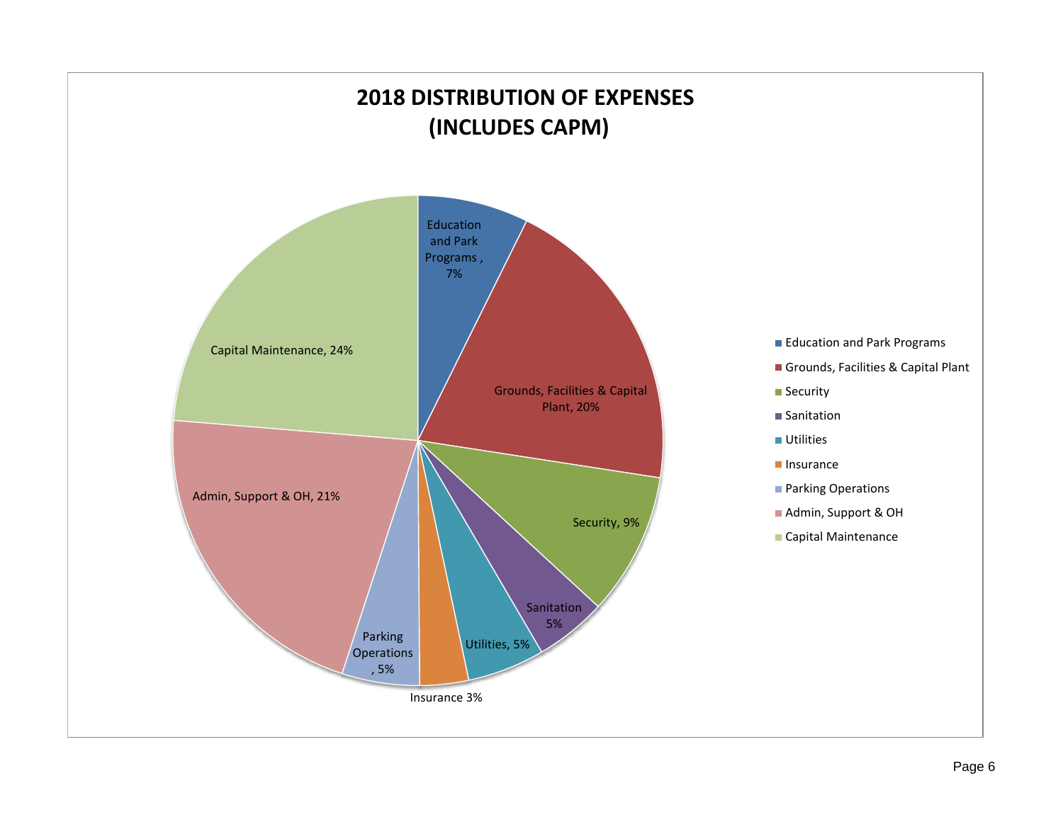# 2018 DISTRIBUTION OF EXPENSES (INCLUDES CAPM)

| Category | Percentage |
|---|---|
| Education and Park Programs | 7% |
| Grounds, Facilities & Capital Plant | 20% |
| Security | 9% |
| Sanitation | 5% |
| Utilities | 5% |
| Insurance | 3% |
| Parking Operations | 5% |
| Admin, Support & OH | 21% |
| Capital Maintenance | 24% |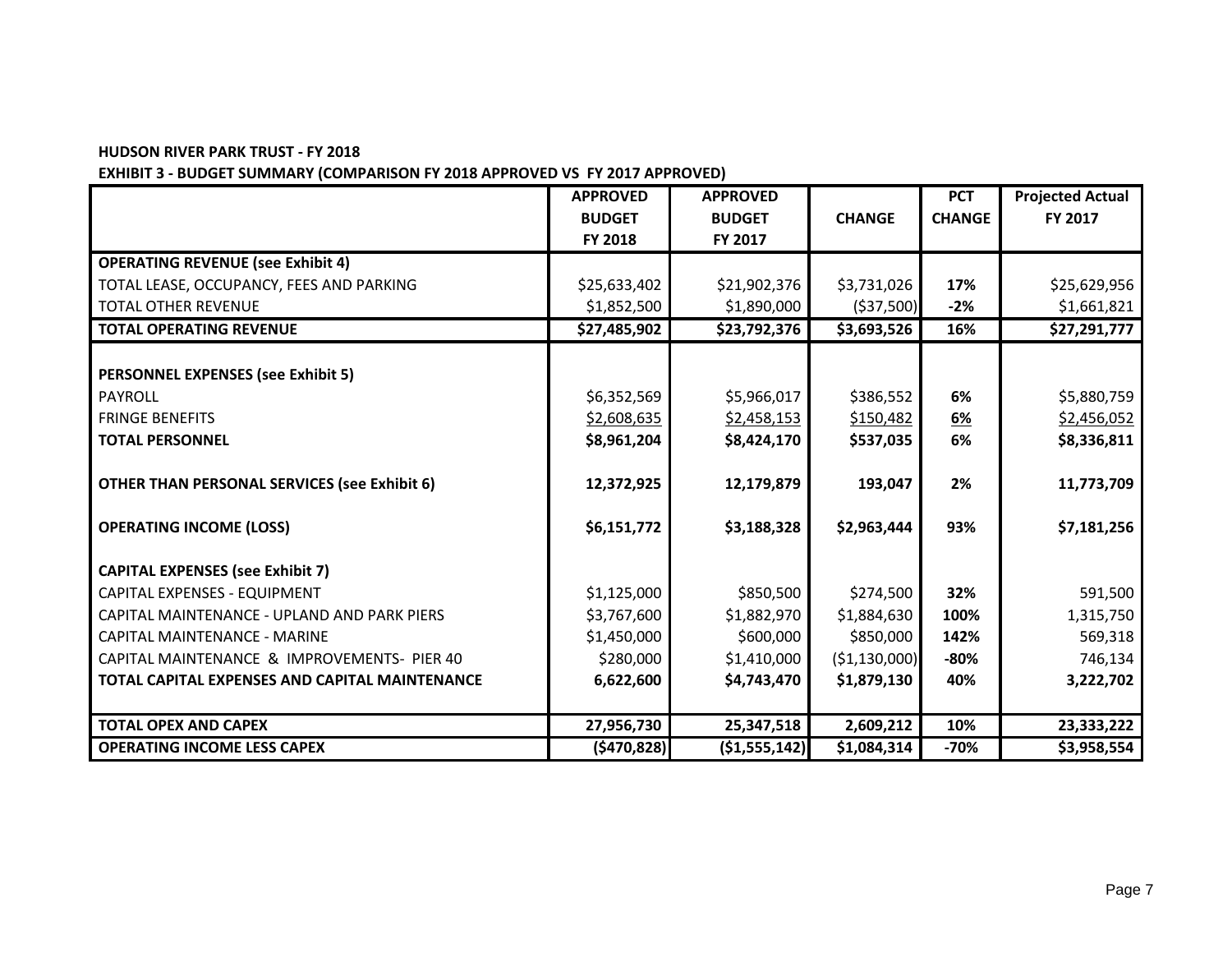**HUDSON RIVER PARK TRUST - FY 2018**

**EXHIBIT 3 - BUDGET SUMMARY (COMPARISON FY 2018 APPROVED VS FY 2017 APPROVED)**

| | APPROVED BUDGET FY 2018 | APPROVED BUDGET FY 2017 | CHANGE | PCT CHANGE | Projected Actual FY 2017 |
|---|---|---|---|---|---|
| **OPERATING REVENUE (see Exhibit 4)** | | | | | |
| TOTAL LEASE, OCCUPANCY, FEES AND PARKING | $25,633,402 | $21,902,376 | $3,731,026 | **17%** | $25,629,956 |
| TOTAL OTHER REVENUE | $1,852,500 | $1,890,000 | ($37,500) | **-2%** | $1,661,821 |
| **TOTAL OPERATING REVENUE** | **$27,485,902** | **$23,792,376** | **$3,693,526** | **16%** | **$27,291,777** |
| | | | | | |
| **PERSONNEL EXPENSES (see Exhibit 5)** | | | | | |
| PAYROLL | $6,352,569 | $5,966,017 | $386,552 | **6%** | $5,880,759 |
| FRINGE BENEFITS | $2,608,635 | $2,458,153 | $150,482 | **6%** | $2,456,052 |
| **TOTAL PERSONNEL** | **$8,961,204** | **$8,424,170** | **$537,035** | **6%** | **$8,336,811** |
| | | | | | |
| **OTHER THAN PERSONAL SERVICES (see Exhibit 6)** | **12,372,925** | **12,179,879** | **193,047** | **2%** | **11,773,709** |
| | | | | | |
| **OPERATING INCOME (LOSS)** | **$6,151,772** | **$3,188,328** | **$2,963,444** | **93%** | **$7,181,256** |
| | | | | | |
| **CAPITAL EXPENSES (see Exhibit 7)** | | | | | |
| CAPITAL EXPENSES - EQUIPMENT | $1,125,000 | $850,500 | $274,500 | **32%** | 591,500 |
| CAPITAL MAINTENANCE - UPLAND AND PARK PIERS | $3,767,600 | $1,882,970 | $1,884,630 | **100%** | 1,315,750 |
| CAPITAL MAINTENANCE - MARINE | $1,450,000 | $600,000 | $850,000 | **142%** | 569,318 |
| CAPITAL MAINTENANCE & IMPROVEMENTS- PIER 40 | $280,000 | $1,410,000 | ($1,130,000) | **-80%** | 746,134 |
| **TOTAL CAPITAL EXPENSES AND CAPITAL MAINTENANCE** | **6,622,600** | **$4,743,470** | **$1,879,130** | **40%** | **3,222,702** |
| | | | | | |
| **TOTAL OPEX AND CAPEX** | **27,956,730** | **25,347,518** | **2,609,212** | **10%** | **23,333,222** |
| **OPERATING INCOME LESS CAPEX** | **($470,828)** | **($1,555,142)** | **$1,084,314** | **-70%** | **$3,958,554** |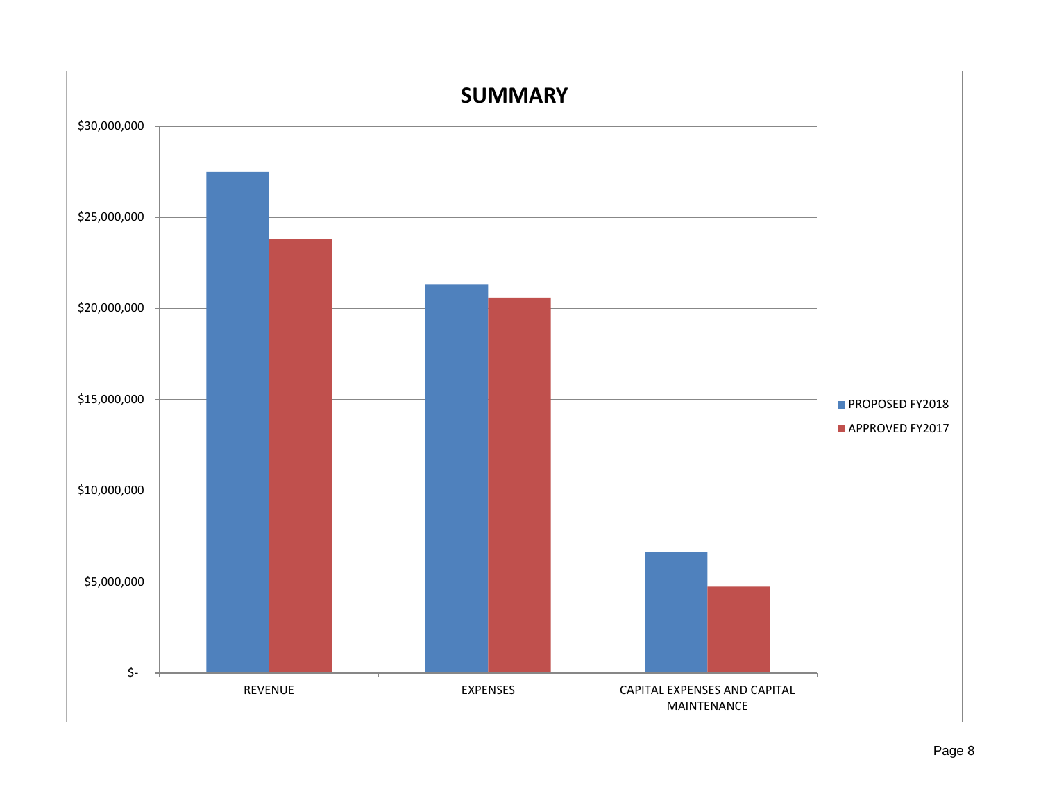# SUMMARY

| | PROPOSED FY2018 | APPROVED FY2017 |
|---|---|---|
| REVENUE | | |
| EXPENSES | | |
| CAPITAL EXPENSES AND CAPITAL MAINTENANCE | | |

$30,000,000
$25,000,000
$20,000,000
$15,000,000
$10,000,000
$5,000,000
$-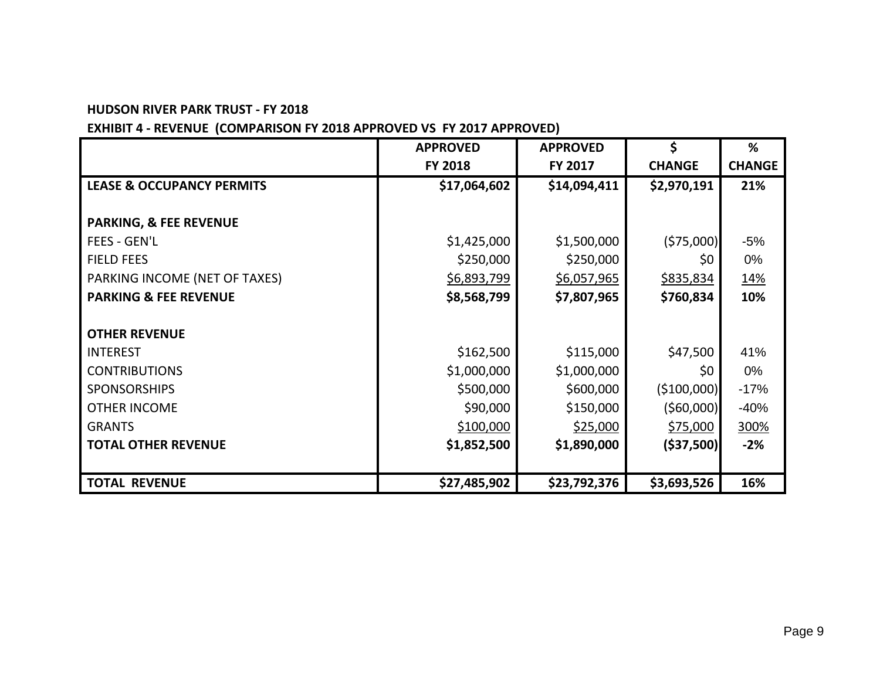**HUDSON RIVER PARK TRUST - FY 2018**

**EXHIBIT 4 - REVENUE (COMPARISON FY 2018 APPROVED VS FY 2017 APPROVED)**

| | APPROVED FY 2018 | APPROVED FY 2017 | $ CHANGE | % CHANGE |
|---|---|---|---|---|
| **LEASE & OCCUPANCY PERMITS** | **$17,064,602** | **$14,094,411** | **$2,970,191** | **21%** |
| | | | | |
| **PARKING, & FEE REVENUE** | | | | |
| FEES - GEN'L | $1,425,000 | $1,500,000 | ($75,000) | -5% |
| FIELD FEES | $250,000 | $250,000 | $0 | 0% |
| PARKING INCOME (NET OF TAXES) | $6,893,799 | $6,057,965 | $835,834 | 14% |
| **PARKING & FEE REVENUE** | **$8,568,799** | **$7,807,965** | **$760,834** | **10%** |
| | | | | |
| **OTHER REVENUE** | | | | |
| INTEREST | $162,500 | $115,000 | $47,500 | 41% |
| CONTRIBUTIONS | $1,000,000 | $1,000,000 | $0 | 0% |
| SPONSORSHIPS | $500,000 | $600,000 | ($100,000) | -17% |
| OTHER INCOME | $90,000 | $150,000 | ($60,000) | -40% |
| GRANTS | $100,000 | $25,000 | $75,000 | 300% |
| **TOTAL OTHER REVENUE** | **$1,852,500** | **$1,890,000** | **($37,500)** | **-2%** |
| | | | | |
| **TOTAL REVENUE** | **$27,485,902** | **$23,792,376** | **$3,693,526** | **16%** |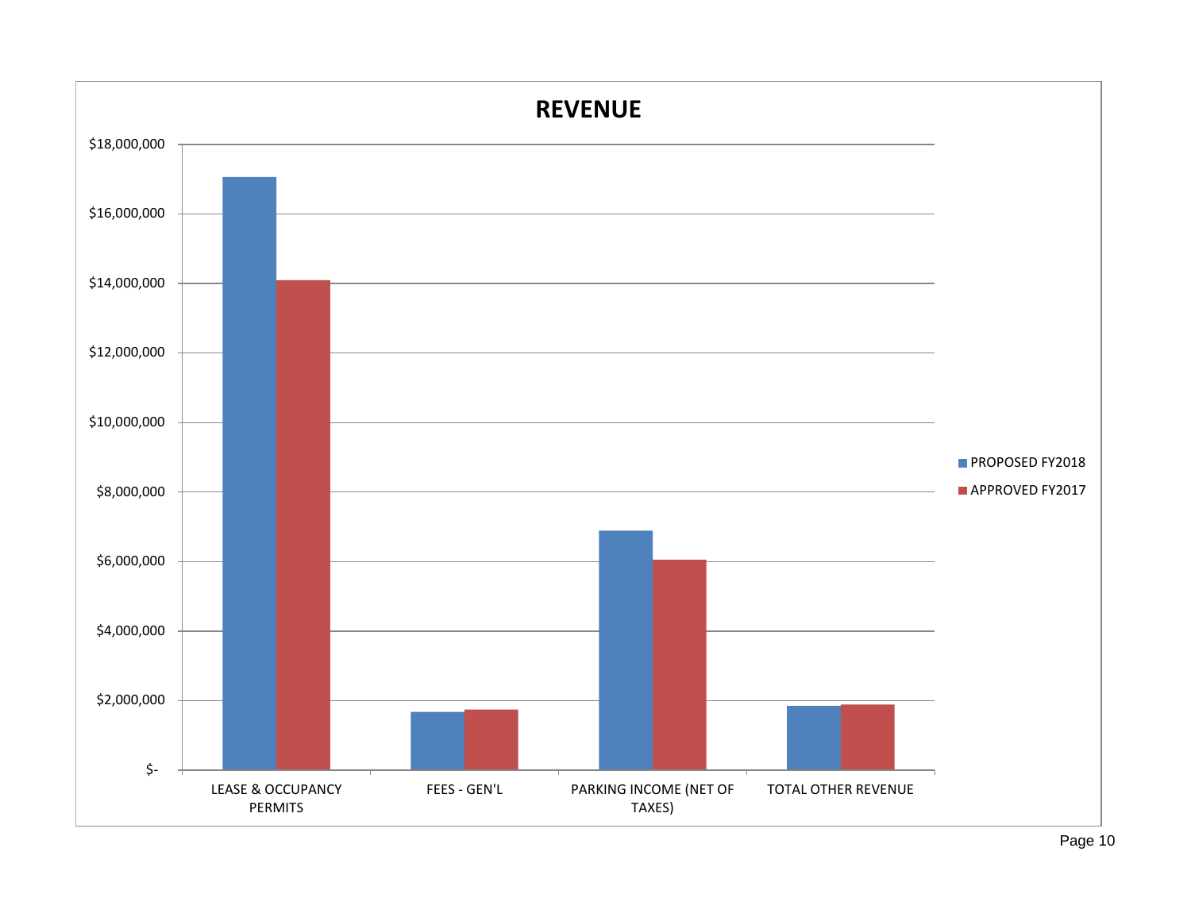## REVENUE

$18,000,000
$16,000,000
$14,000,000
$12,000,000
$10,000,000
$8,000,000
$6,000,000
$4,000,000
$2,000,000
$-

LEASE & OCCUPANCY PERMITS | FEES - GEN'L | PARKING INCOME (NET OF TAXES) | TOTAL OTHER REVENUE

PROPOSED FY2018
APPROVED FY2017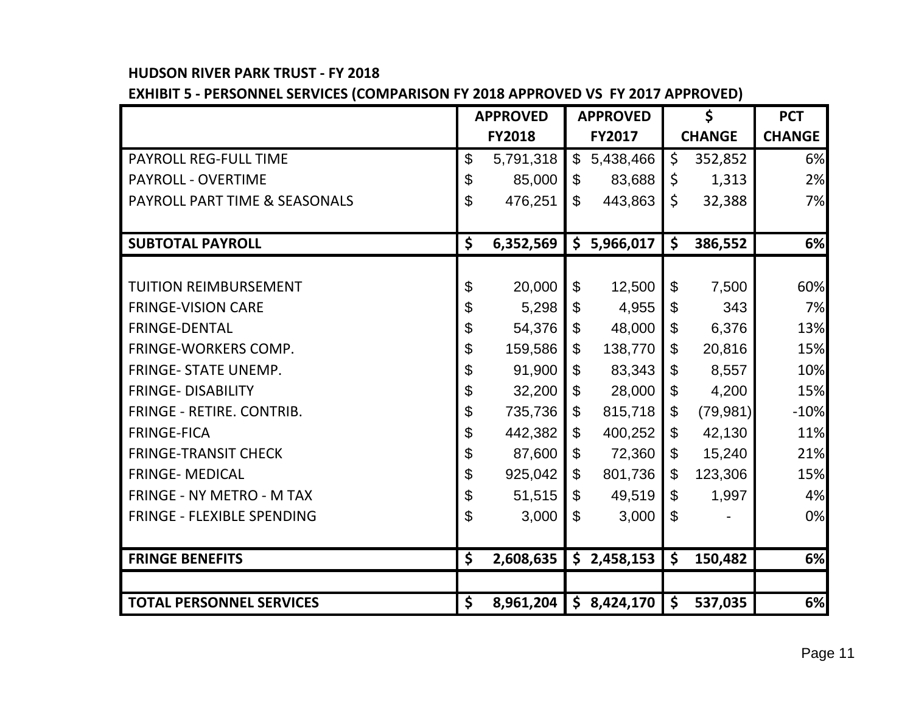**HUDSON RIVER PARK TRUST - FY 2018**

**EXHIBIT 5 - PERSONNEL SERVICES (COMPARISON FY 2018 APPROVED VS FY 2017 APPROVED)**

| | APPROVED FY2018 | APPROVED FY2017 | $ CHANGE | PCT CHANGE |
|---|---|---|---|---|
| PAYROLL REG-FULL TIME | $ 5,791,318 | $ 5,438,466 | $ 352,852 | 6% |
| PAYROLL - OVERTIME | $ 85,000 | $ 83,688 | $ 1,313 | 2% |
| PAYROLL PART TIME & SEASONALS | $ 476,251 | $ 443,863 | $ 32,388 | 7% |
| **SUBTOTAL PAYROLL** | **$ 6,352,569** | **$ 5,966,017** | **$ 386,552** | **6%** |
| TUITION REIMBURSEMENT | $ 20,000 | $ 12,500 | $ 7,500 | 60% |
| FRINGE-VISION CARE | $ 5,298 | $ 4,955 | $ 343 | 7% |
| FRINGE-DENTAL | $ 54,376 | $ 48,000 | $ 6,376 | 13% |
| FRINGE-WORKERS COMP. | $ 159,586 | $ 138,770 | $ 20,816 | 15% |
| FRINGE- STATE UNEMP. | $ 91,900 | $ 83,343 | $ 8,557 | 10% |
| FRINGE- DISABILITY | $ 32,200 | $ 28,000 | $ 4,200 | 15% |
| FRINGE - RETIRE. CONTRIB. | $ 735,736 | $ 815,718 | $ (79,981) | -10% |
| FRINGE-FICA | $ 442,382 | $ 400,252 | $ 42,130 | 11% |
| FRINGE-TRANSIT CHECK | $ 87,600 | $ 72,360 | $ 15,240 | 21% |
| FRINGE- MEDICAL | $ 925,042 | $ 801,736 | $ 123,306 | 15% |
| FRINGE - NY METRO - M TAX | $ 51,515 | $ 49,519 | $ 1,997 | 4% |
| FRINGE - FLEXIBLE SPENDING | $ 3,000 | $ 3,000 | $ - | 0% |
| **FRINGE BENEFITS** | **$ 2,608,635** | **$ 2,458,153** | **$ 150,482** | **6%** |
| **TOTAL PERSONNEL SERVICES** | **$ 8,961,204** | **$ 8,424,170** | **$ 537,035** | **6%** |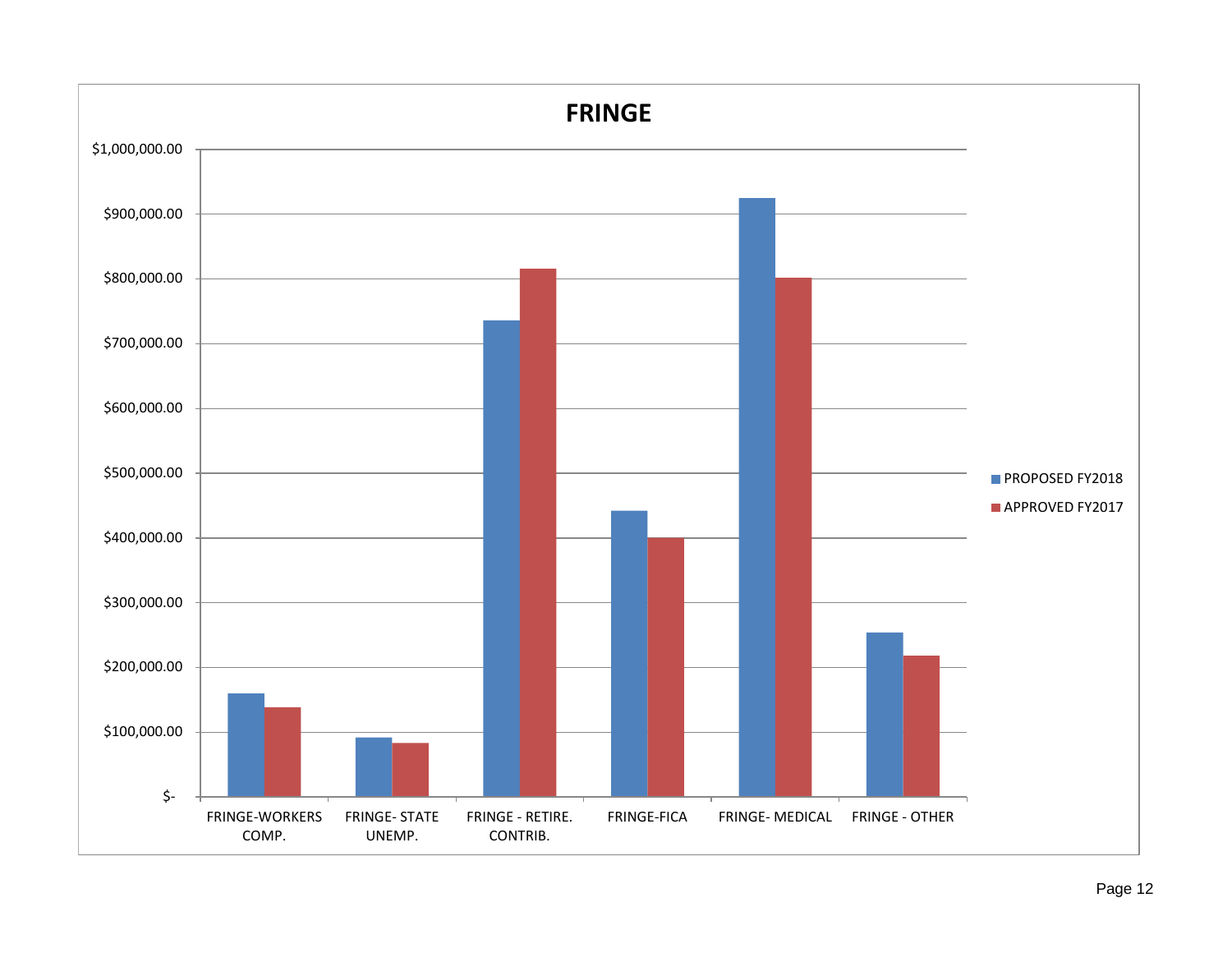# FRINGE

$1,000,000.00
$900,000.00
$800,000.00
$700,000.00
$600,000.00
$500,000.00
$400,000.00
$300,000.00
$200,000.00
$100,000.00
$-

FRINGE-WORKERS COMP. | FRINGE- STATE UNEMP. | FRINGE - RETIRE. CONTRIB. | FRINGE-FICA | FRINGE- MEDICAL | FRINGE - OTHER

- PROPOSED FY2018
- APPROVED FY2017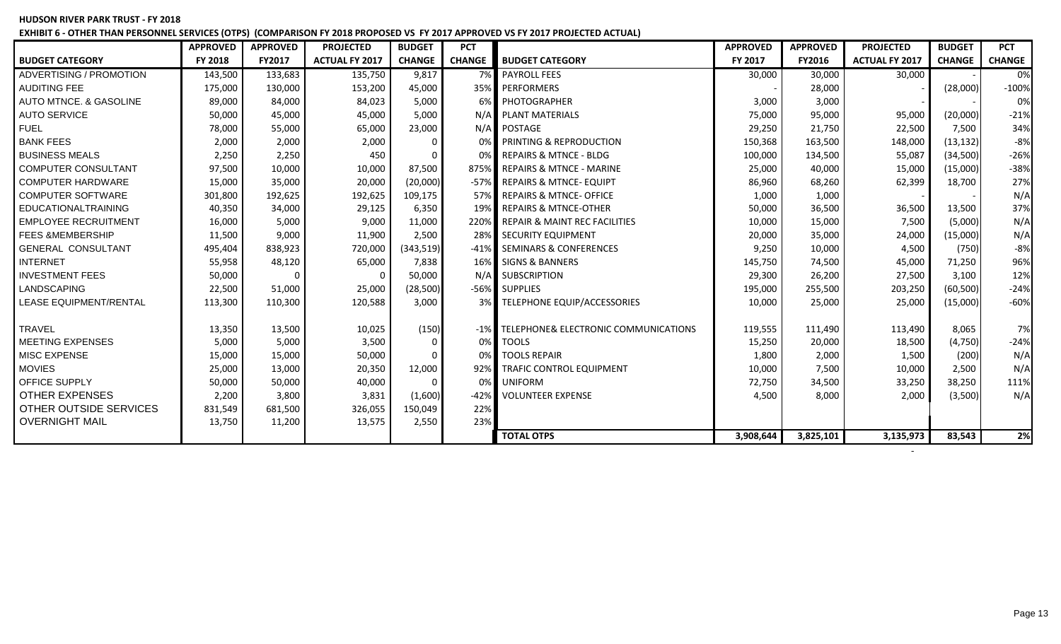**HUDSON RIVER PARK TRUST - FY 2018**

**EXHIBIT 6 - OTHER THAN PERSONNEL SERVICES (OTPS) (COMPARISON FY 2018 PROPOSED VS FY 2017 APPROVED VS FY 2017 PROJECTED ACTUAL)**

| BUDGET CATEGORY | APPROVED FY 2018 | APPROVED FY2017 | PROJECTED ACTUAL FY 2017 | BUDGET CHANGE | PCT CHANGE | BUDGET CATEGORY | APPROVED FY 2017 | APPROVED FY2016 | PROJECTED ACTUAL FY 2017 | BUDGET CHANGE | PCT CHANGE |
|---|---|---|---|---|---|---|---|---|---|---|---|
| ADVERTISING / PROMOTION | 143,500 | 133,683 | 135,750 | 9,817 | 7% | PAYROLL FEES | 30,000 | 30,000 | 30,000 | - | 0% |
| AUDITING FEE | 175,000 | 130,000 | 153,200 | 45,000 | 35% | PERFORMERS | - | 28,000 | - | (28,000) | -100% |
| AUTO MTNCE. & GASOLINE | 89,000 | 84,000 | 84,023 | 5,000 | 6% | PHOTOGRAPHER | 3,000 | 3,000 | - | - | 0% |
| AUTO SERVICE | 50,000 | 45,000 | 45,000 | 5,000 | N/A | PLANT MATERIALS | 75,000 | 95,000 | 95,000 | (20,000) | -21% |
| FUEL | 78,000 | 55,000 | 65,000 | 23,000 | N/A | POSTAGE | 29,250 | 21,750 | 22,500 | 7,500 | 34% |
| BANK FEES | 2,000 | 2,000 | 2,000 | 0 | 0% | PRINTING & REPRODUCTION | 150,368 | 163,500 | 148,000 | (13,132) | -8% |
| BUSINESS MEALS | 2,250 | 2,250 | 450 | 0 | 0% | REPAIRS & MTNCE - BLDG | 100,000 | 134,500 | 55,087 | (34,500) | -26% |
| COMPUTER CONSULTANT | 97,500 | 10,000 | 10,000 | 87,500 | 875% | REPAIRS & MTNCE - MARINE | 25,000 | 40,000 | 15,000 | (15,000) | -38% |
| COMPUTER HARDWARE | 15,000 | 35,000 | 20,000 | (20,000) | -57% | REPAIRS & MTNCE- EQUIPT | 86,960 | 68,260 | 62,399 | 18,700 | 27% |
| COMPUTER SOFTWARE | 301,800 | 192,625 | 192,625 | 109,175 | 57% | REPAIRS & MTNCE- OFFICE | 1,000 | 1,000 | - | - | N/A |
| EDUCATIONALTRAINING | 40,350 | 34,000 | 29,125 | 6,350 | 19% | REPAIRS & MTNCE-OTHER | 50,000 | 36,500 | 36,500 | 13,500 | 37% |
| EMPLOYEE RECRUITMENT | 16,000 | 5,000 | 9,000 | 11,000 | 220% | REPAIR & MAINT REC FACILITIES | 10,000 | 15,000 | 7,500 | (5,000) | N/A |
| FEES &MEMBERSHIP | 11,500 | 9,000 | 11,900 | 2,500 | 28% | SECURITY EQUIPMENT | 20,000 | 35,000 | 24,000 | (15,000) | N/A |
| GENERAL CONSULTANT | 495,404 | 838,923 | 720,000 | (343,519) | -41% | SEMINARS & CONFERENCES | 9,250 | 10,000 | 4,500 | (750) | -8% |
| INTERNET | 55,958 | 48,120 | 65,000 | 7,838 | 16% | SIGNS & BANNERS | 145,750 | 74,500 | 45,000 | 71,250 | 96% |
| INVESTMENT FEES | 50,000 | 0 | 0 | 50,000 | N/A | SUBSCRIPTION | 29,300 | 26,200 | 27,500 | 3,100 | 12% |
| LANDSCAPING | 22,500 | 51,000 | 25,000 | (28,500) | -56% | SUPPLIES | 195,000 | 255,500 | 203,250 | (60,500) | -24% |
| LEASE EQUIPMENT/RENTAL | 113,300 | 110,300 | 120,588 | 3,000 | 3% | TELEPHONE EQUIP/ACCESSORIES | 10,000 | 25,000 | 25,000 | (15,000) | -60% |
| TRAVEL | 13,350 | 13,500 | 10,025 | (150) | -1% | TELEPHONE& ELECTRONIC COMMUNICATIONS | 119,555 | 111,490 | 113,490 | 8,065 | 7% |
| MEETING EXPENSES | 5,000 | 5,000 | 3,500 | 0 | 0% | TOOLS | 15,250 | 20,000 | 18,500 | (4,750) | -24% |
| MISC EXPENSE | 15,000 | 15,000 | 50,000 | 0 | 0% | TOOLS REPAIR | 1,800 | 2,000 | 1,500 | (200) | N/A |
| MOVIES | 25,000 | 13,000 | 20,350 | 12,000 | 92% | TRAFIC CONTROL EQUIPMENT | 10,000 | 7,500 | 10,000 | 2,500 | N/A |
| OFFICE SUPPLY | 50,000 | 50,000 | 40,000 | 0 | 0% | UNIFORM | 72,750 | 34,500 | 33,250 | 38,250 | 111% |
| OTHER EXPENSES | 2,200 | 3,800 | 3,831 | (1,600) | -42% | VOLUNTEER EXPENSE | 4,500 | 8,000 | 2,000 | (3,500) | N/A |
| OTHER OUTSIDE SERVICES | 831,549 | 681,500 | 326,055 | 150,049 | 22% | | | | | | |
| OVERNIGHT MAIL | 13,750 | 11,200 | 13,575 | 2,550 | 23% | | | | | | |
| | | | | | | **TOTAL OTPS** | **3,908,644** | **3,825,101** | **3,135,973** | **83,543** | **2%** |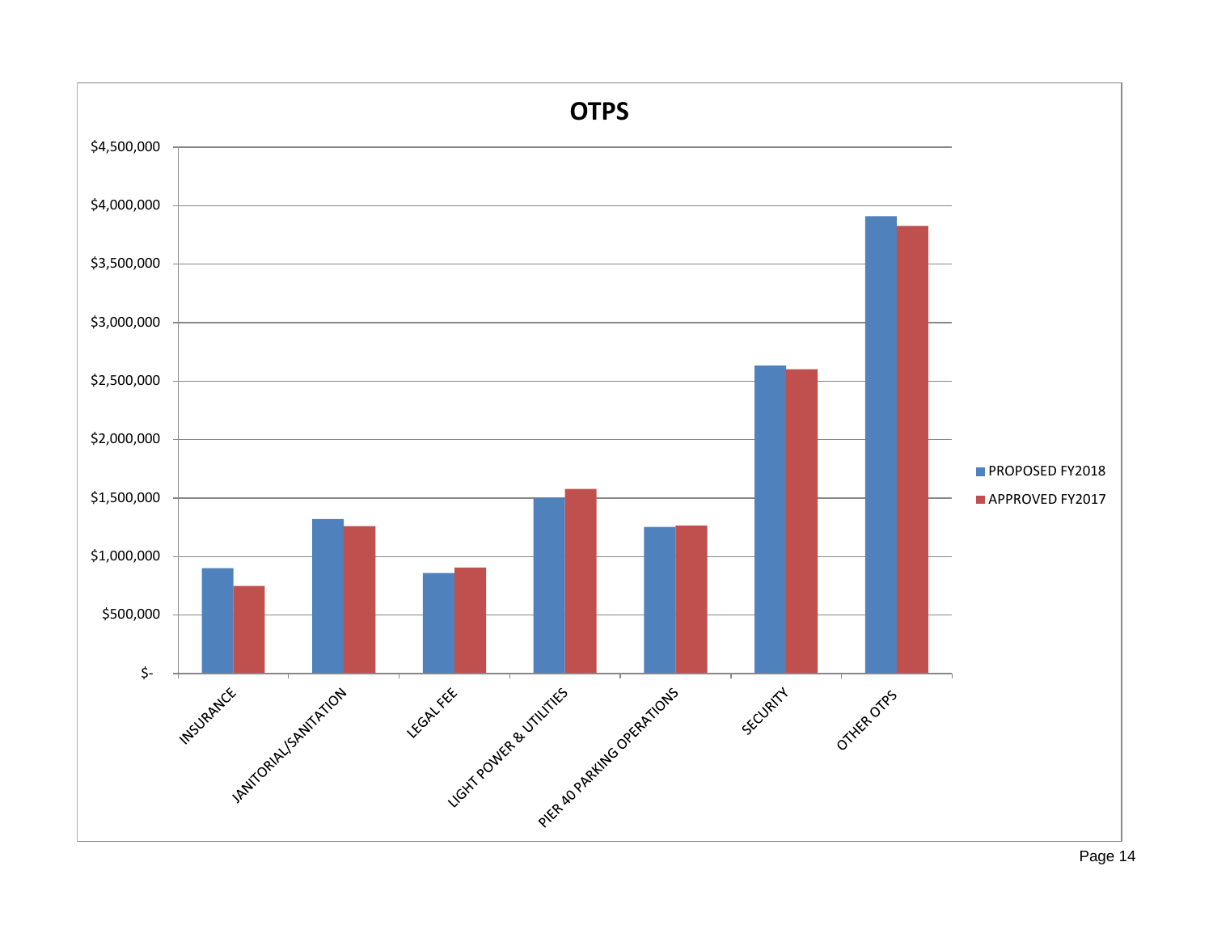## OTPS

| Category | PROPOSED FY2018 | APPROVED FY2017 |
|---|---|---|
| INSURANCE | | |
| JANITORIAL/SANITATION | | |
| LEGAL FEE | | |
| LIGHT POWER & UTILITIES | | |
| PIER 40 PARKING OPERATIONS | | |
| SECURITY | | |
| OTHER OTPS | | |

Y-axis: $-, $500,000, $1,000,000, $1,500,000, $2,000,000, $2,500,000, $3,000,000, $3,500,000, $4,000,000, $4,500,000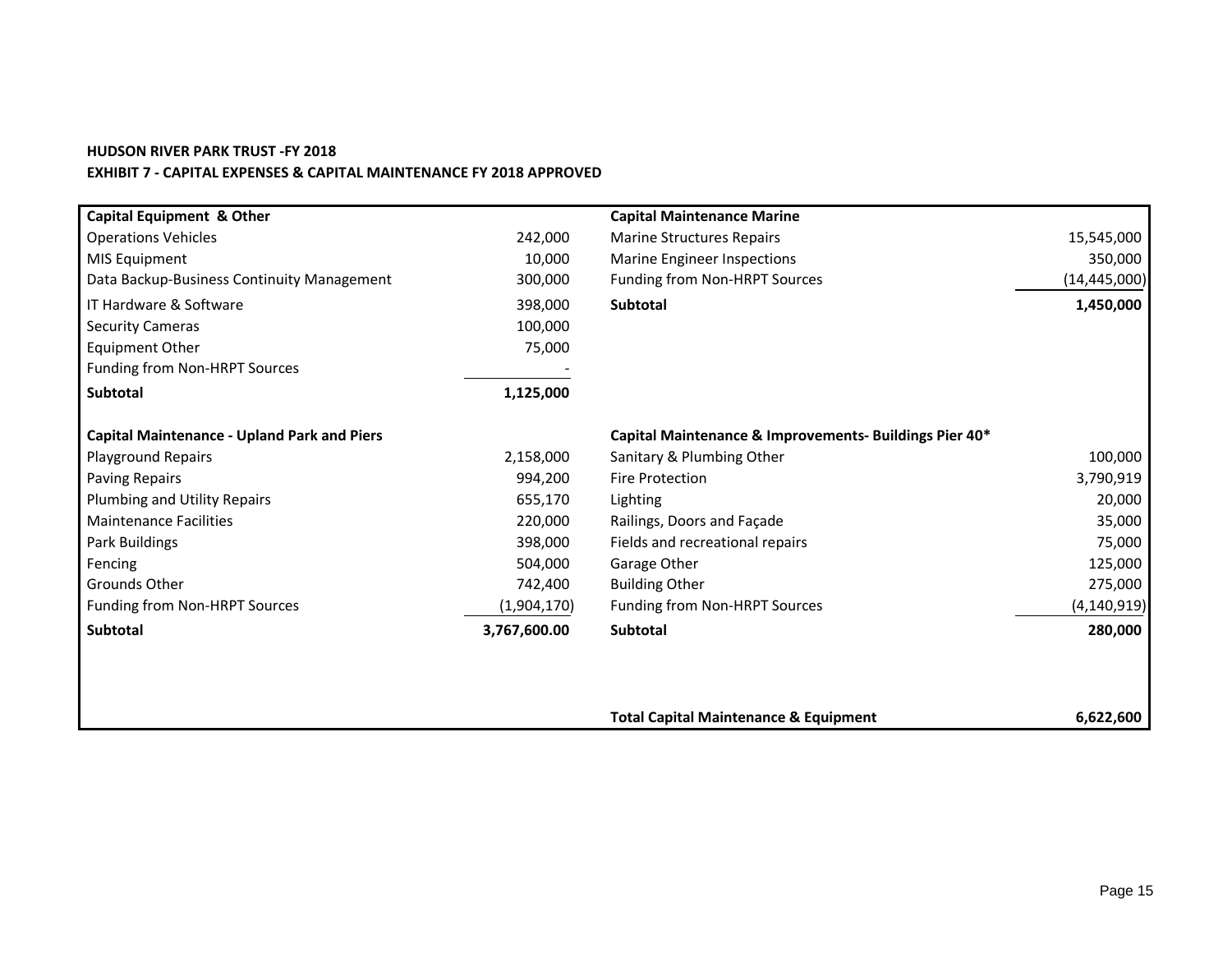**HUDSON RIVER PARK TRUST -FY 2018**

**EXHIBIT 7 - CAPITAL EXPENSES & CAPITAL MAINTENANCE FY 2018 APPROVED**

| | | | |
|---|---|---|---|
| **Capital Equipment & Other** | | **Capital Maintenance Marine** | |
| Operations Vehicles | 242,000 | Marine Structures Repairs | 15,545,000 |
| MIS Equipment | 10,000 | Marine Engineer Inspections | 350,000 |
| Data Backup-Business Continuity Management | 300,000 | Funding from Non-HRPT Sources | (14,445,000) |
| IT Hardware & Software | 398,000 | **Subtotal** | **1,450,000** |
| Security Cameras | 100,000 | | |
| Equipment Other | 75,000 | | |
| Funding from Non-HRPT Sources | - | | |
| **Subtotal** | **1,125,000** | | |
| | | | |
| **Capital Maintenance - Upland Park and Piers** | | **Capital Maintenance & Improvements- Buildings Pier 40*** | |
| Playground Repairs | 2,158,000 | Sanitary & Plumbing Other | 100,000 |
| Paving Repairs | 994,200 | Fire Protection | 3,790,919 |
| Plumbing and Utility Repairs | 655,170 | Lighting | 20,000 |
| Maintenance Facilities | 220,000 | Railings, Doors and Façade | 35,000 |
| Park Buildings | 398,000 | Fields and recreational repairs | 75,000 |
| Fencing | 504,000 | Garage Other | 125,000 |
| Grounds Other | 742,400 | Building Other | 275,000 |
| Funding from Non-HRPT Sources | (1,904,170) | Funding from Non-HRPT Sources | (4,140,919) |
| **Subtotal** | **3,767,600.00** | **Subtotal** | **280,000** |
| | | | |
| | | **Total Capital Maintenance & Equipment** | **6,622,600** |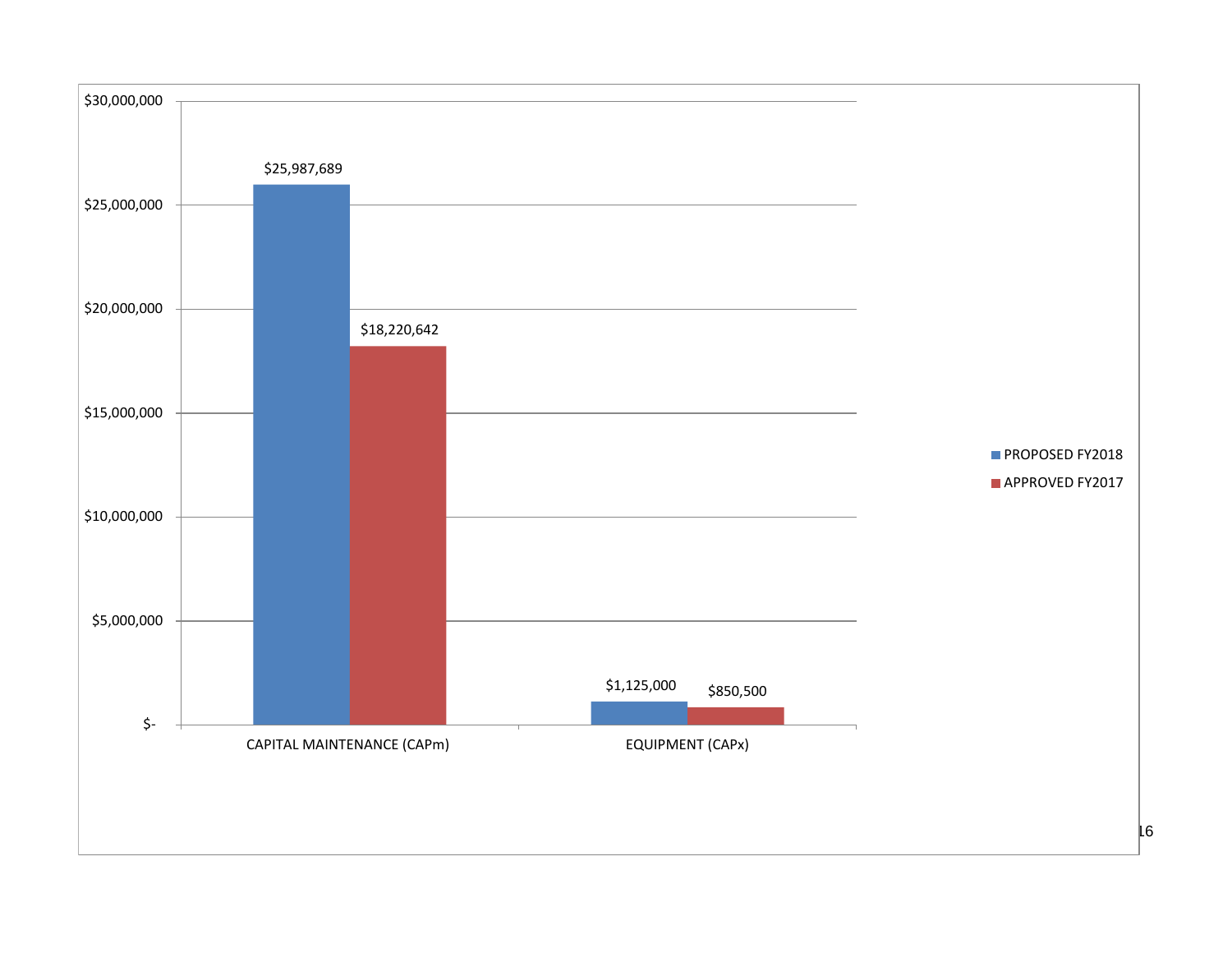| | PROPOSED FY2018 | APPROVED FY2017 |
|---|---|---|
| CAPITAL MAINTENANCE (CAPm) | $25,987,689 | $18,220,642 |
| EQUIPMENT (CAPx) | $1,125,000 | $850,500 |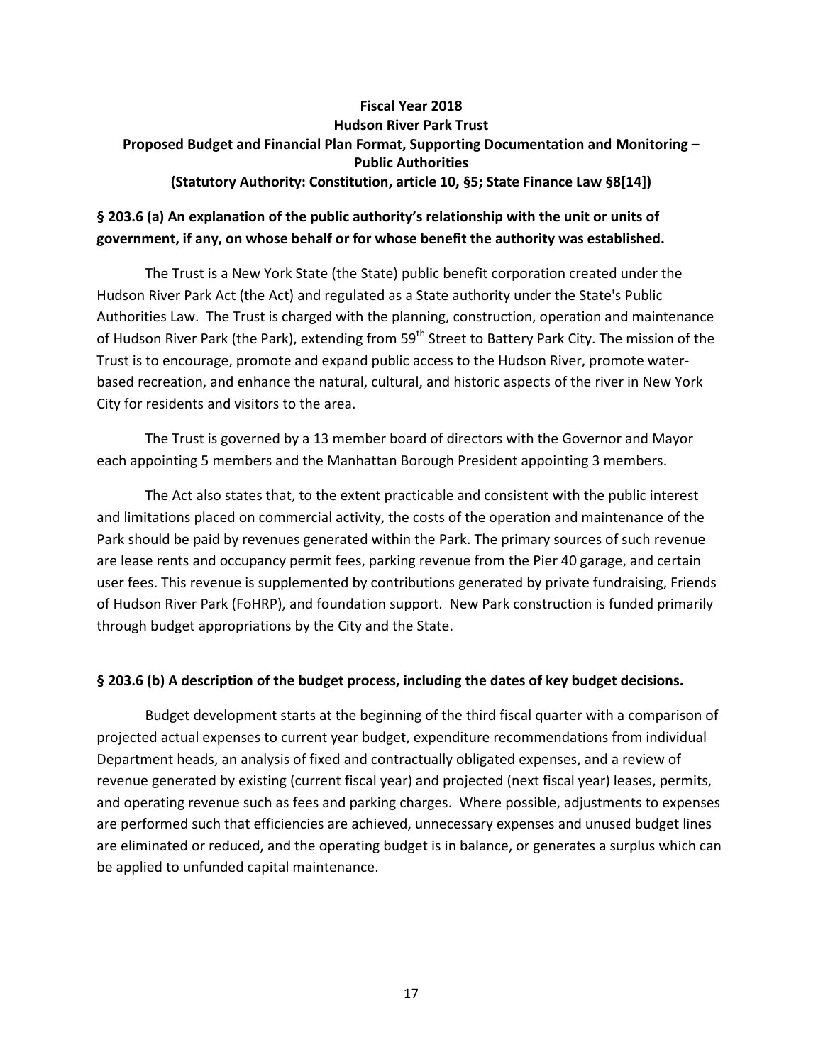**Fiscal Year 2018**
**Hudson River Park Trust**
**Proposed Budget and Financial Plan Format, Supporting Documentation and Monitoring – Public Authorities**
**(Statutory Authority: Constitution, article 10, §5; State Finance Law §8[14])**

### § 203.6 (a) An explanation of the public authority's relationship with the unit or units of government, if any, on whose behalf or for whose benefit the authority was established.

The Trust is a New York State (the State) public benefit corporation created under the Hudson River Park Act (the Act) and regulated as a State authority under the State's Public Authorities Law. The Trust is charged with the planning, construction, operation and maintenance of Hudson River Park (the Park), extending from 59th Street to Battery Park City. The mission of the Trust is to encourage, promote and expand public access to the Hudson River, promote water-based recreation, and enhance the natural, cultural, and historic aspects of the river in New York City for residents and visitors to the area.

The Trust is governed by a 13 member board of directors with the Governor and Mayor each appointing 5 members and the Manhattan Borough President appointing 3 members.

The Act also states that, to the extent practicable and consistent with the public interest and limitations placed on commercial activity, the costs of the operation and maintenance of the Park should be paid by revenues generated within the Park. The primary sources of such revenue are lease rents and occupancy permit fees, parking revenue from the Pier 40 garage, and certain user fees. This revenue is supplemented by contributions generated by private fundraising, Friends of Hudson River Park (FoHRP), and foundation support. New Park construction is funded primarily through budget appropriations by the City and the State.

### § 203.6 (b) A description of the budget process, including the dates of key budget decisions.

Budget development starts at the beginning of the third fiscal quarter with a comparison of projected actual expenses to current year budget, expenditure recommendations from individual Department heads, an analysis of fixed and contractually obligated expenses, and a review of revenue generated by existing (current fiscal year) and projected (next fiscal year) leases, permits, and operating revenue such as fees and parking charges. Where possible, adjustments to expenses are performed such that efficiencies are achieved, unnecessary expenses and unused budget lines are eliminated or reduced, and the operating budget is in balance, or generates a surplus which can be applied to unfunded capital maintenance.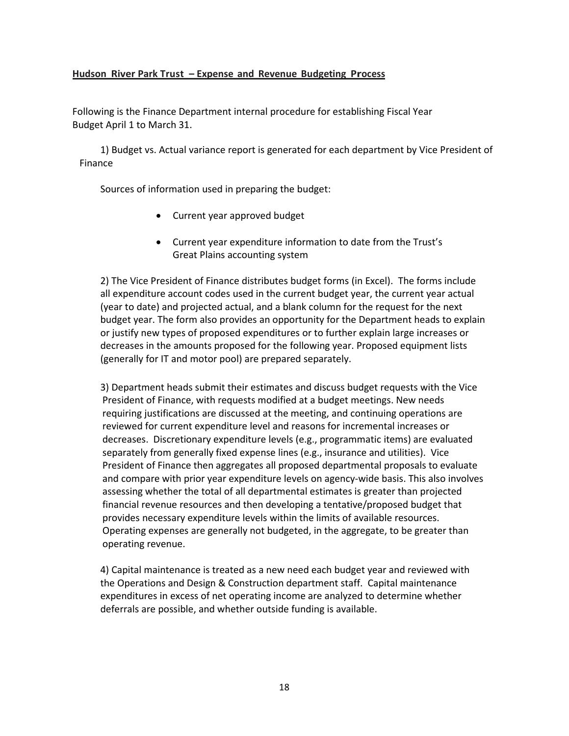**Hudson River Park Trust – Expense and Revenue Budgeting Process**

Following is the Finance Department internal procedure for establishing Fiscal Year Budget April 1 to March 31.

1) Budget vs. Actual variance report is generated for each department by Vice President of Finance

Sources of information used in preparing the budget:

- Current year approved budget
- Current year expenditure information to date from the Trust's Great Plains accounting system

2) The Vice President of Finance distributes budget forms (in Excel). The forms include all expenditure account codes used in the current budget year, the current year actual (year to date) and projected actual, and a blank column for the request for the next budget year. The form also provides an opportunity for the Department heads to explain or justify new types of proposed expenditures or to further explain large increases or decreases in the amounts proposed for the following year. Proposed equipment lists (generally for IT and motor pool) are prepared separately.

3) Department heads submit their estimates and discuss budget requests with the Vice President of Finance, with requests modified at a budget meetings. New needs requiring justifications are discussed at the meeting, and continuing operations are reviewed for current expenditure level and reasons for incremental increases or decreases. Discretionary expenditure levels (e.g., programmatic items) are evaluated separately from generally fixed expense lines (e.g., insurance and utilities). Vice President of Finance then aggregates all proposed departmental proposals to evaluate and compare with prior year expenditure levels on agency-wide basis. This also involves assessing whether the total of all departmental estimates is greater than projected financial revenue resources and then developing a tentative/proposed budget that provides necessary expenditure levels within the limits of available resources. Operating expenses are generally not budgeted, in the aggregate, to be greater than operating revenue.

4) Capital maintenance is treated as a new need each budget year and reviewed with the Operations and Design & Construction department staff. Capital maintenance expenditures in excess of net operating income are analyzed to determine whether deferrals are possible, and whether outside funding is available.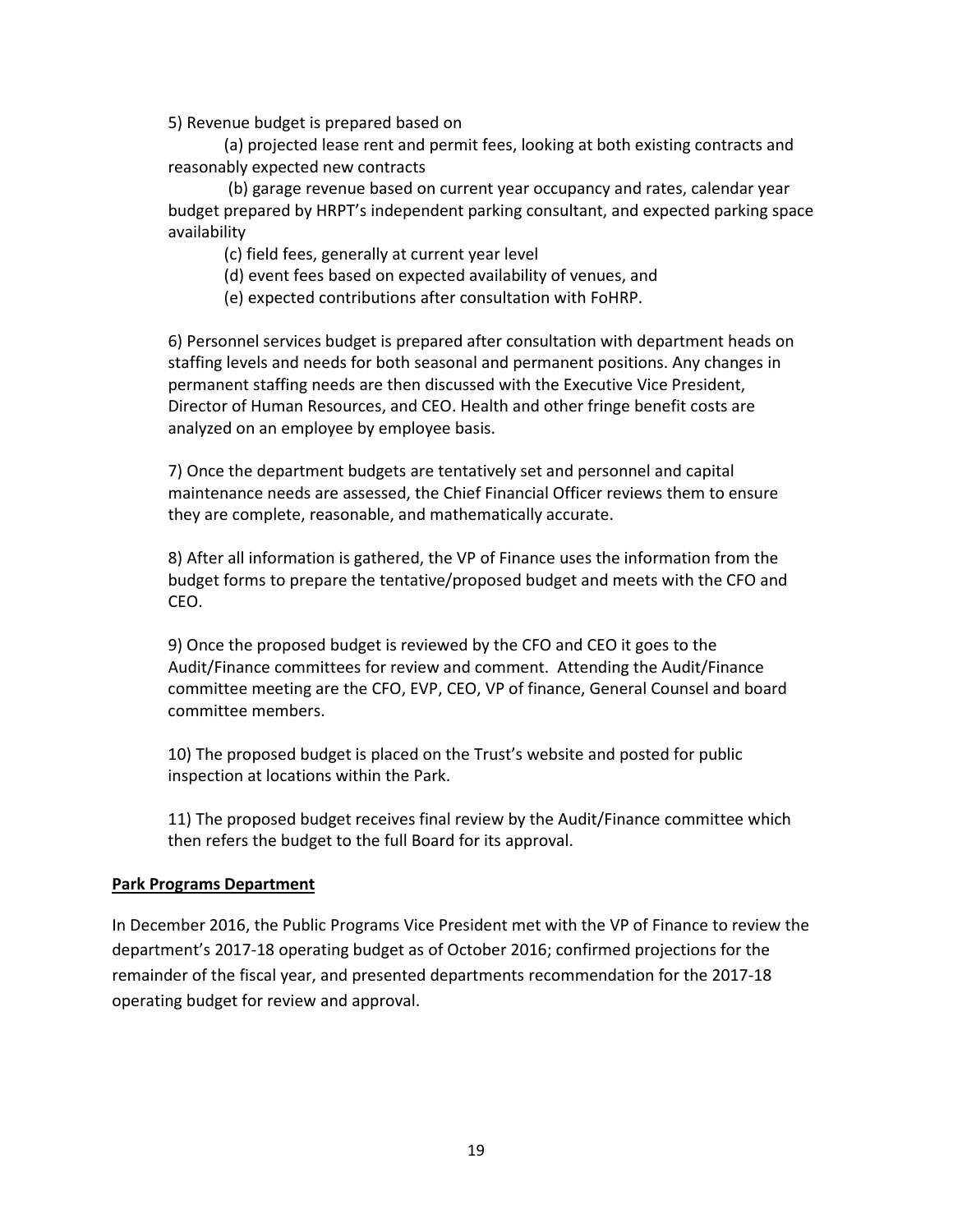5) Revenue budget is prepared based on

(a) projected lease rent and permit fees, looking at both existing contracts and reasonably expected new contracts

(b) garage revenue based on current year occupancy and rates, calendar year budget prepared by HRPT's independent parking consultant, and expected parking space availability

(c) field fees, generally at current year level

(d) event fees based on expected availability of venues, and

(e) expected contributions after consultation with FoHRP.

6) Personnel services budget is prepared after consultation with department heads on staffing levels and needs for both seasonal and permanent positions. Any changes in permanent staffing needs are then discussed with the Executive Vice President, Director of Human Resources, and CEO. Health and other fringe benefit costs are analyzed on an employee by employee basis.

7) Once the department budgets are tentatively set and personnel and capital maintenance needs are assessed, the Chief Financial Officer reviews them to ensure they are complete, reasonable, and mathematically accurate.

8) After all information is gathered, the VP of Finance uses the information from the budget forms to prepare the tentative/proposed budget and meets with the CFO and CEO.

9) Once the proposed budget is reviewed by the CFO and CEO it goes to the Audit/Finance committees for review and comment. Attending the Audit/Finance committee meeting are the CFO, EVP, CEO, VP of finance, General Counsel and board committee members.

10) The proposed budget is placed on the Trust's website and posted for public inspection at locations within the Park.

11) The proposed budget receives final review by the Audit/Finance committee which then refers the budget to the full Board for its approval.

**Park Programs Department**

In December 2016, the Public Programs Vice President met with the VP of Finance to review the department's 2017-18 operating budget as of October 2016; confirmed projections for the remainder of the fiscal year, and presented departments recommendation for the 2017-18 operating budget for review and approval.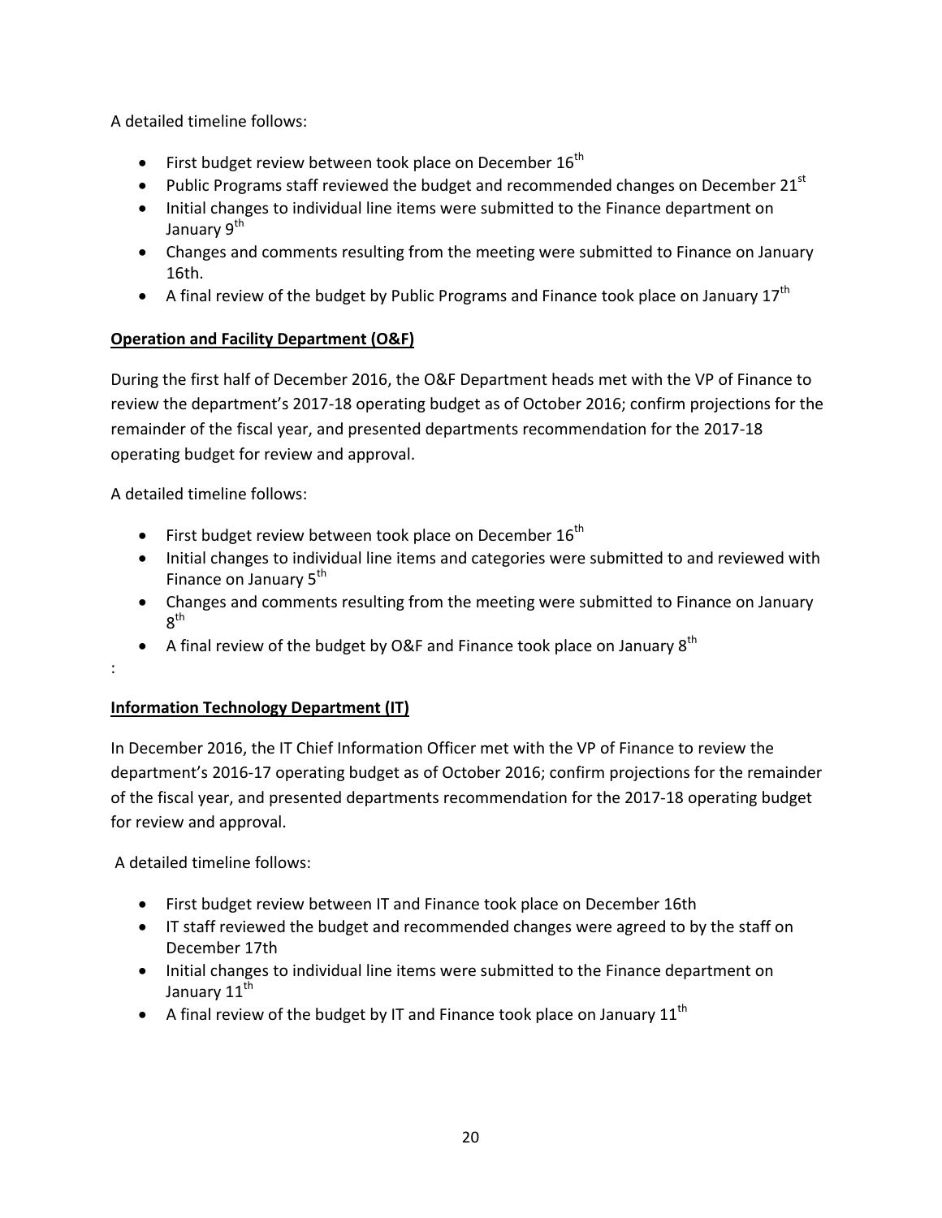A detailed timeline follows:

- First budget review between took place on December 16th
- Public Programs staff reviewed the budget and recommended changes on December 21st
- Initial changes to individual line items were submitted to the Finance department on January 9th
- Changes and comments resulting from the meeting were submitted to Finance on January 16th.
- A final review of the budget by Public Programs and Finance took place on January 17th

**Operation and Facility Department (O&F)**

During the first half of December 2016, the O&F Department heads met with the VP of Finance to review the department's 2017-18 operating budget as of October 2016; confirm projections for the remainder of the fiscal year, and presented departments recommendation for the 2017-18 operating budget for review and approval.

A detailed timeline follows:

- First budget review between took place on December 16th
- Initial changes to individual line items and categories were submitted to and reviewed with Finance on January 5th
- Changes and comments resulting from the meeting were submitted to Finance on January 8th
- A final review of the budget by O&F and Finance took place on January 8th

:

**Information Technology Department (IT)**

In December 2016, the IT Chief Information Officer met with the VP of Finance to review the department's 2016-17 operating budget as of October 2016; confirm projections for the remainder of the fiscal year, and presented departments recommendation for the 2017-18 operating budget for review and approval.

A detailed timeline follows:

- First budget review between IT and Finance took place on December 16th
- IT staff reviewed the budget and recommended changes were agreed to by the staff on December 17th
- Initial changes to individual line items were submitted to the Finance department on January 11th
- A final review of the budget by IT and Finance took place on January 11th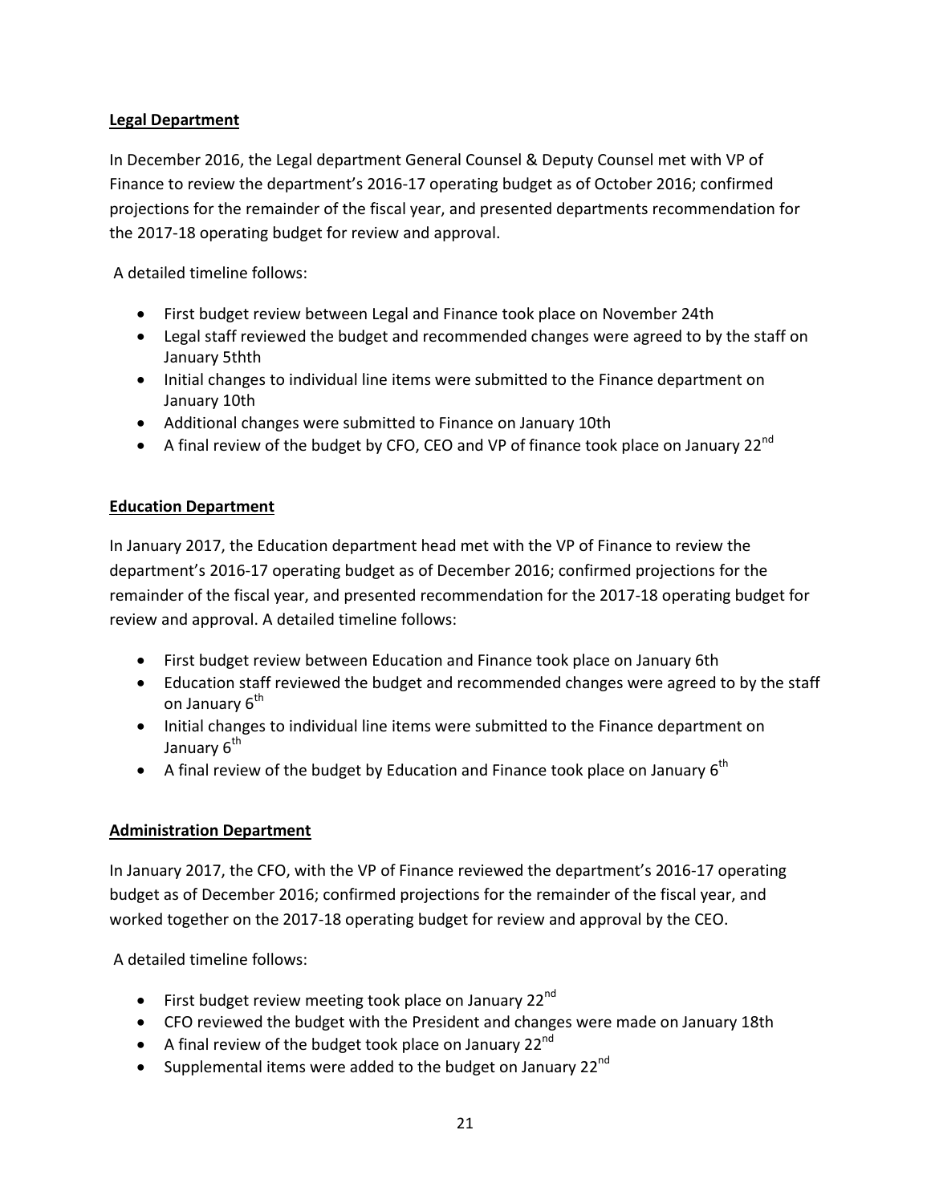**Legal Department**

In December 2016, the Legal department General Counsel & Deputy Counsel met with VP of Finance to review the department's 2016-17 operating budget as of October 2016; confirmed projections for the remainder of the fiscal year, and presented departments recommendation for the 2017-18 operating budget for review and approval.

A detailed timeline follows:

- First budget review between Legal and Finance took place on November 24th
- Legal staff reviewed the budget and recommended changes were agreed to by the staff on January 5thth
- Initial changes to individual line items were submitted to the Finance department on January 10th
- Additional changes were submitted to Finance on January 10th
- A final review of the budget by CFO, CEO and VP of finance took place on January 22nd

**Education Department**

In January 2017, the Education department head met with the VP of Finance to review the department's 2016-17 operating budget as of December 2016; confirmed projections for the remainder of the fiscal year, and presented recommendation for the 2017-18 operating budget for review and approval. A detailed timeline follows:

- First budget review between Education and Finance took place on January 6th
- Education staff reviewed the budget and recommended changes were agreed to by the staff on January 6th
- Initial changes to individual line items were submitted to the Finance department on January 6th
- A final review of the budget by Education and Finance took place on January 6th

**Administration Department**

In January 2017, the CFO, with the VP of Finance reviewed the department's 2016-17 operating budget as of December 2016; confirmed projections for the remainder of the fiscal year, and worked together on the 2017-18 operating budget for review and approval by the CEO.

A detailed timeline follows:

- First budget review meeting took place on January 22nd
- CFO reviewed the budget with the President and changes were made on January 18th
- A final review of the budget took place on January 22nd
- Supplemental items were added to the budget on January 22nd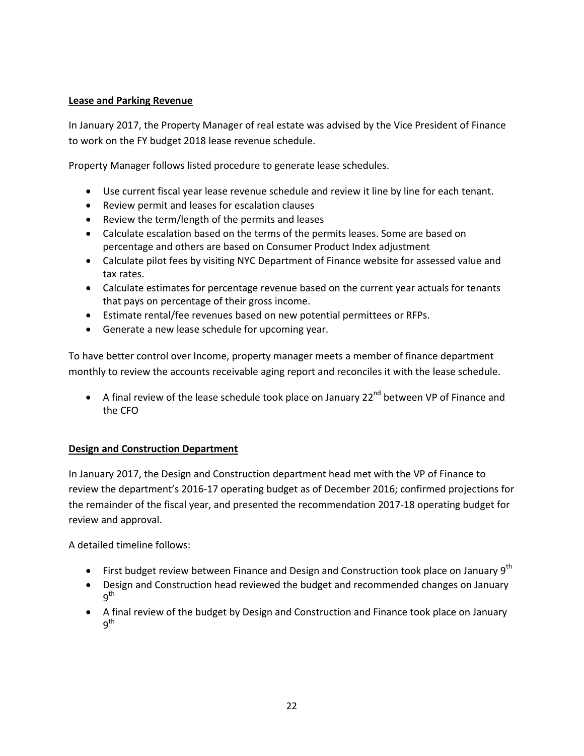**Lease and Parking Revenue**

In January 2017, the Property Manager of real estate was advised by the Vice President of Finance to work on the FY budget 2018 lease revenue schedule.

Property Manager follows listed procedure to generate lease schedules.

- Use current fiscal year lease revenue schedule and review it line by line for each tenant.
- Review permit and leases for escalation clauses
- Review the term/length of the permits and leases
- Calculate escalation based on the terms of the permits leases. Some are based on percentage and others are based on Consumer Product Index adjustment
- Calculate pilot fees by visiting NYC Department of Finance website for assessed value and tax rates.
- Calculate estimates for percentage revenue based on the current year actuals for tenants that pays on percentage of their gross income.
- Estimate rental/fee revenues based on new potential permittees or RFPs.
- Generate a new lease schedule for upcoming year.

To have better control over Income, property manager meets a member of finance department monthly to review the accounts receivable aging report and reconciles it with the lease schedule.

- A final review of the lease schedule took place on January 22nd between VP of Finance and the CFO

**Design and Construction Department**

In January 2017, the Design and Construction department head met with the VP of Finance to review the department's 2016-17 operating budget as of December 2016; confirmed projections for the remainder of the fiscal year, and presented the recommendation 2017-18 operating budget for review and approval.

A detailed timeline follows:

- First budget review between Finance and Design and Construction took place on January 9th
- Design and Construction head reviewed the budget and recommended changes on January 9th
- A final review of the budget by Design and Construction and Finance took place on January 9th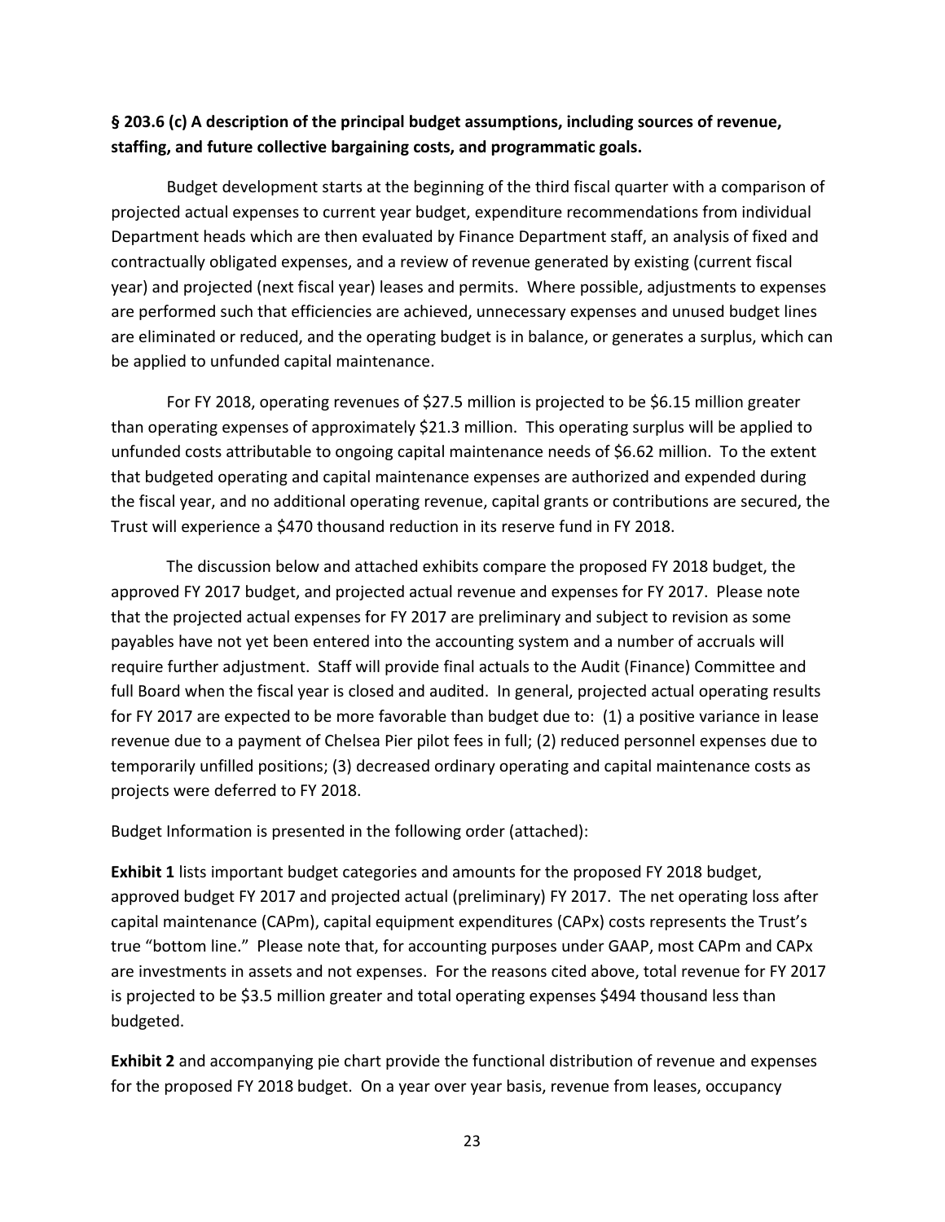**§ 203.6 (c) A description of the principal budget assumptions, including sources of revenue, staffing, and future collective bargaining costs, and programmatic goals.**

Budget development starts at the beginning of the third fiscal quarter with a comparison of projected actual expenses to current year budget, expenditure recommendations from individual Department heads which are then evaluated by Finance Department staff, an analysis of fixed and contractually obligated expenses, and a review of revenue generated by existing (current fiscal year) and projected (next fiscal year) leases and permits. Where possible, adjustments to expenses are performed such that efficiencies are achieved, unnecessary expenses and unused budget lines are eliminated or reduced, and the operating budget is in balance, or generates a surplus, which can be applied to unfunded capital maintenance.

For FY 2018, operating revenues of $27.5 million is projected to be $6.15 million greater than operating expenses of approximately $21.3 million. This operating surplus will be applied to unfunded costs attributable to ongoing capital maintenance needs of $6.62 million. To the extent that budgeted operating and capital maintenance expenses are authorized and expended during the fiscal year, and no additional operating revenue, capital grants or contributions are secured, the Trust will experience a $470 thousand reduction in its reserve fund in FY 2018.

The discussion below and attached exhibits compare the proposed FY 2018 budget, the approved FY 2017 budget, and projected actual revenue and expenses for FY 2017. Please note that the projected actual expenses for FY 2017 are preliminary and subject to revision as some payables have not yet been entered into the accounting system and a number of accruals will require further adjustment. Staff will provide final actuals to the Audit (Finance) Committee and full Board when the fiscal year is closed and audited. In general, projected actual operating results for FY 2017 are expected to be more favorable than budget due to: (1) a positive variance in lease revenue due to a payment of Chelsea Pier pilot fees in full; (2) reduced personnel expenses due to temporarily unfilled positions; (3) decreased ordinary operating and capital maintenance costs as projects were deferred to FY 2018.

Budget Information is presented in the following order (attached):

**Exhibit 1** lists important budget categories and amounts for the proposed FY 2018 budget, approved budget FY 2017 and projected actual (preliminary) FY 2017. The net operating loss after capital maintenance (CAPm), capital equipment expenditures (CAPx) costs represents the Trust's true "bottom line." Please note that, for accounting purposes under GAAP, most CAPm and CAPx are investments in assets and not expenses. For the reasons cited above, total revenue for FY 2017 is projected to be $3.5 million greater and total operating expenses $494 thousand less than budgeted.

**Exhibit 2** and accompanying pie chart provide the functional distribution of revenue and expenses for the proposed FY 2018 budget. On a year over year basis, revenue from leases, occupancy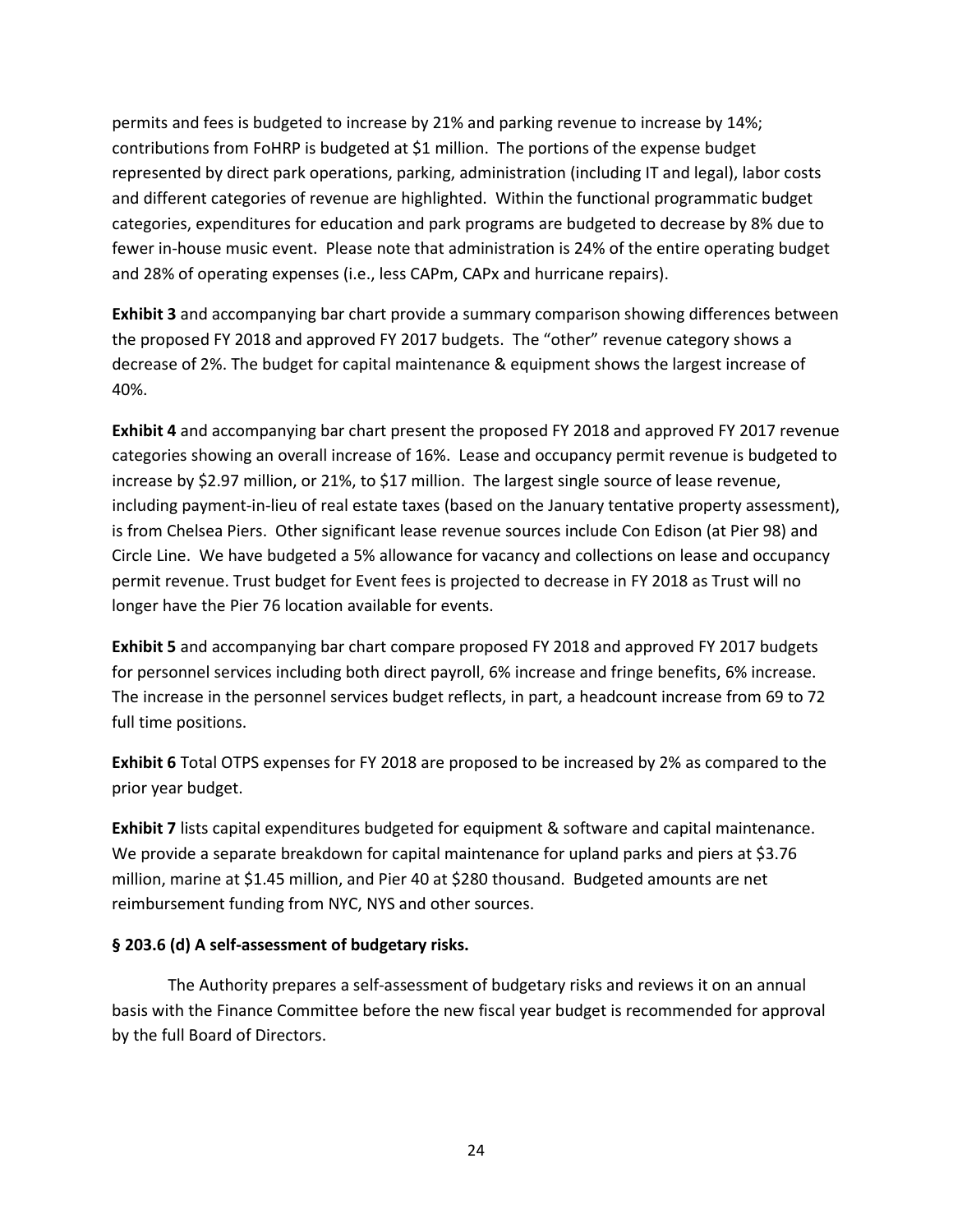permits and fees is budgeted to increase by 21% and parking revenue to increase by 14%; contributions from FoHRP is budgeted at $1 million. The portions of the expense budget represented by direct park operations, parking, administration (including IT and legal), labor costs and different categories of revenue are highlighted. Within the functional programmatic budget categories, expenditures for education and park programs are budgeted to decrease by 8% due to fewer in-house music event. Please note that administration is 24% of the entire operating budget and 28% of operating expenses (i.e., less CAPm, CAPx and hurricane repairs).

**Exhibit 3** and accompanying bar chart provide a summary comparison showing differences between the proposed FY 2018 and approved FY 2017 budgets. The "other" revenue category shows a decrease of 2%. The budget for capital maintenance & equipment shows the largest increase of 40%.

**Exhibit 4** and accompanying bar chart present the proposed FY 2018 and approved FY 2017 revenue categories showing an overall increase of 16%. Lease and occupancy permit revenue is budgeted to increase by $2.97 million, or 21%, to $17 million. The largest single source of lease revenue, including payment-in-lieu of real estate taxes (based on the January tentative property assessment), is from Chelsea Piers. Other significant lease revenue sources include Con Edison (at Pier 98) and Circle Line. We have budgeted a 5% allowance for vacancy and collections on lease and occupancy permit revenue. Trust budget for Event fees is projected to decrease in FY 2018 as Trust will no longer have the Pier 76 location available for events.

**Exhibit 5** and accompanying bar chart compare proposed FY 2018 and approved FY 2017 budgets for personnel services including both direct payroll, 6% increase and fringe benefits, 6% increase. The increase in the personnel services budget reflects, in part, a headcount increase from 69 to 72 full time positions.

**Exhibit 6** Total OTPS expenses for FY 2018 are proposed to be increased by 2% as compared to the prior year budget.

**Exhibit 7** lists capital expenditures budgeted for equipment & software and capital maintenance. We provide a separate breakdown for capital maintenance for upland parks and piers at $3.76 million, marine at $1.45 million, and Pier 40 at $280 thousand. Budgeted amounts are net reimbursement funding from NYC, NYS and other sources.

**§ 203.6 (d) A self-assessment of budgetary risks.**

The Authority prepares a self-assessment of budgetary risks and reviews it on an annual basis with the Finance Committee before the new fiscal year budget is recommended for approval by the full Board of Directors.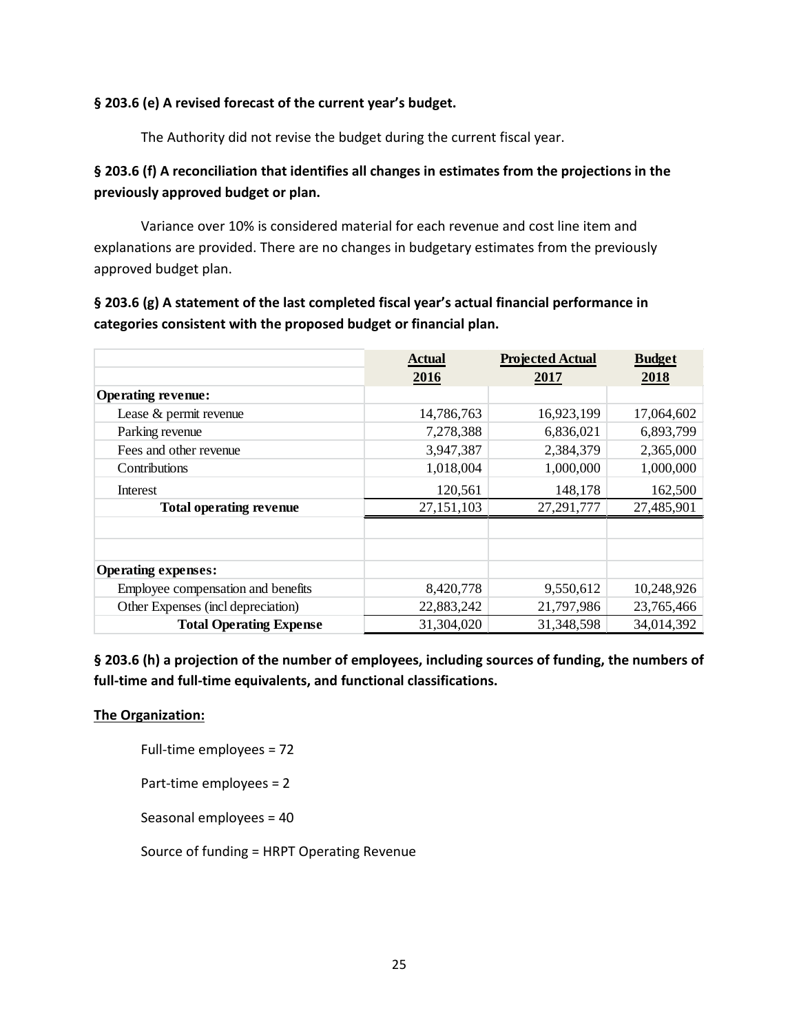**§ 203.6 (e) A revised forecast of the current year's budget.**

The Authority did not revise the budget during the current fiscal year.

**§ 203.6 (f) A reconciliation that identifies all changes in estimates from the projections in the previously approved budget or plan.**

Variance over 10% is considered material for each revenue and cost line item and explanations are provided. There are no changes in budgetary estimates from the previously approved budget plan.

**§ 203.6 (g) A statement of the last completed fiscal year's actual financial performance in categories consistent with the proposed budget or financial plan.**

| | Actual 2016 | Projected Actual 2017 | Budget 2018 |
|---|---|---|---|
| **Operating revenue:** | | | |
| Lease & permit revenue | 14,786,763 | 16,923,199 | 17,064,602 |
| Parking revenue | 7,278,388 | 6,836,021 | 6,893,799 |
| Fees and other revenue | 3,947,387 | 2,384,379 | 2,365,000 |
| Contributions | 1,018,004 | 1,000,000 | 1,000,000 |
| Interest | 120,561 | 148,178 | 162,500 |
| **Total operating revenue** | 27,151,103 | 27,291,777 | 27,485,901 |
| | | | |
| | | | |
| **Operating expenses:** | | | |
| Employee compensation and benefits | 8,420,778 | 9,550,612 | 10,248,926 |
| Other Expenses (incl depreciation) | 22,883,242 | 21,797,986 | 23,765,466 |
| **Total Operating Expense** | 31,304,020 | 31,348,598 | 34,014,392 |

**§ 203.6 (h) a projection of the number of employees, including sources of funding, the numbers of full-time and full-time equivalents, and functional classifications.**

**The Organization:**

Full-time employees = 72

Part-time employees = 2

Seasonal employees = 40

Source of funding = HRPT Operating Revenue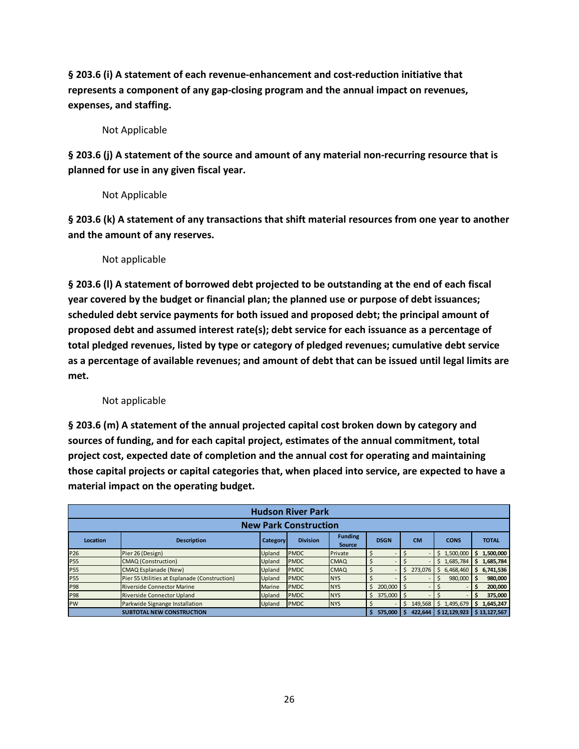**§ 203.6 (i) A statement of each revenue-enhancement and cost-reduction initiative that represents a component of any gap-closing program and the annual impact on revenues, expenses, and staffing.**

Not Applicable

**§ 203.6 (j) A statement of the source and amount of any material non-recurring resource that is planned for use in any given fiscal year.**

Not Applicable

**§ 203.6 (k) A statement of any transactions that shift material resources from one year to another and the amount of any reserves.**

Not applicable

**§ 203.6 (l) A statement of borrowed debt projected to be outstanding at the end of each fiscal year covered by the budget or financial plan; the planned use or purpose of debt issuances; scheduled debt service payments for both issued and proposed debt; the principal amount of proposed debt and assumed interest rate(s); debt service for each issuance as a percentage of total pledged revenues, listed by type or category of pledged revenues; cumulative debt service as a percentage of available revenues; and amount of debt that can be issued until legal limits are met.**

Not applicable

**§ 203.6 (m) A statement of the annual projected capital cost broken down by category and sources of funding, and for each capital project, estimates of the annual commitment, total project cost, expected date of completion and the annual cost for operating and maintaining those capital projects or capital categories that, when placed into service, are expected to have a material impact on the operating budget.**

| Hudson River Park | | | | | | | | |
|---|---|---|---|---|---|---|---|---|
| **New Park Construction** | | | | | | | | |
| **Location** | **Description** | **Category** | **Division** | **Funding Source** | **DSGN** | **CM** | **CONS** | **TOTAL** |
| P26 | Pier 26 (Design) | Upland | PMDC | Private | $ - | $ - | $ 1,500,000 | $ 1,500,000 |
| P55 | CMAQ (Construction) | Upland | PMDC | CMAQ | $ - | $ - | $ 1,685,784 | $ 1,685,784 |
| P55 | CMAQ Esplanade (New) | Upland | PMDC | CMAQ | $ - | $ 273,076 | $ 6,468,460 | $ 6,741,536 |
| P55 | Pier 55 Utilities at Esplanade (Construction) | Upland | PMDC | NYS | $ - | $ - | $ 980,000 | $ 980,000 |
| P98 | Riverside Connector Marine | Marine | PMDC | NYS | $ 200,000 | $ - | $ - | $ 200,000 |
| P98 | Riverside Connector Upland | Upland | PMDC | NYS | $ 375,000 | $ - | $ - | $ 375,000 |
| PW | Parkwide Signange Installation | Upland | PMDC | NYS | $ - | $ 149,568 | $ 1,495,679 | $ 1,645,247 |
| | **SUBTOTAL NEW CONSTRUCTION** | | | | **$ 575,000** | **$ 422,644** | **$ 12,129,923** | **$ 13,127,567** |